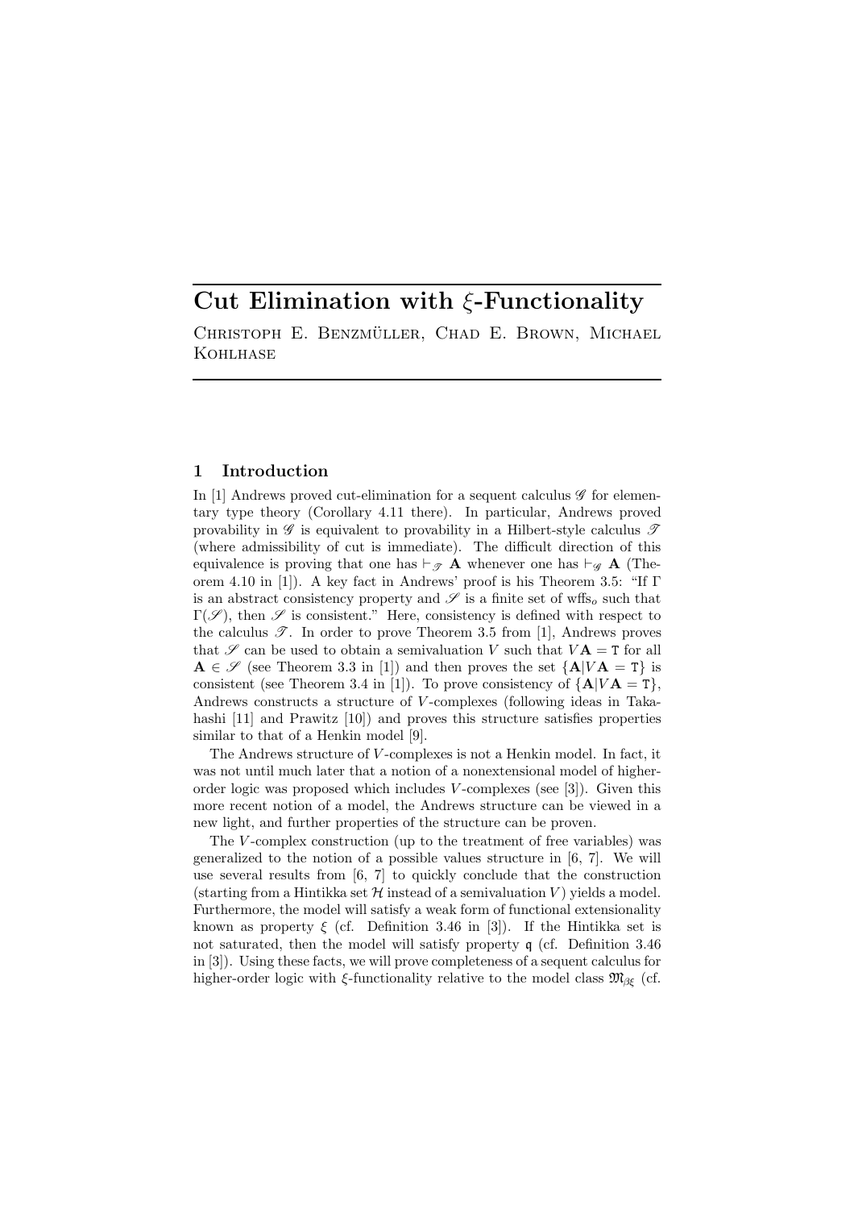# Cut Elimination with $\xi$-Functionality

Christoph E. Benzmüller, Chad E. Brown, Michael Kohlhase

## 1 Introduction

In [1] Andrews proved cut-elimination for a sequent calculus $\mathscr{G}$ for elementary type theory (Corollary 4.11 there). In particular, Andrews proved provability in $\mathscr{G}$ is equivalent to provability in a Hilbert-style calculus $\mathscr{T}$ (where admissibility of cut is immediate). The difficult direction of this equivalence is proving that one has $\vdash_{\mathscr{T}} \mathbf{A}$ whenever one has $\vdash_{\mathscr{G}} \mathbf{A}$ (Theorem 4.10 in [1]). A key fact in Andrews' proof is his Theorem 3.5: "If $\Gamma$ is an abstract consistency property and $\mathscr{S}$ is a finite set of wffs$_o$ such that $\Gamma(\mathscr{S})$, then $\mathscr{S}$ is consistent." Here, consistency is defined with respect to the calculus $\mathscr{T}$. In order to prove Theorem 3.5 from [1], Andrews proves that $\mathscr{S}$ can be used to obtain a semivaluation $V$ such that $V\mathbf{A} = \mathtt{T}$ for all $\mathbf{A} \in \mathscr{S}$ (see Theorem 3.3 in [1]) and then proves the set $\{\mathbf{A}|V\mathbf{A} = \mathtt{T}\}$ is consistent (see Theorem 3.4 in [1]). To prove consistency of $\{\mathbf{A}|V\mathbf{A} = \mathtt{T}\}$, Andrews constructs a structure of $V$-complexes (following ideas in Takahashi [11] and Prawitz [10]) and proves this structure satisfies properties similar to that of a Henkin model [9].

The Andrews structure of $V$-complexes is not a Henkin model. In fact, it was not until much later that a notion of a nonextensional model of higher-order logic was proposed which includes $V$-complexes (see [3]). Given this more recent notion of a model, the Andrews structure can be viewed in a new light, and further properties of the structure can be proven.

The $V$-complex construction (up to the treatment of free variables) was generalized to the notion of a possible values structure in [6, 7]. We will use several results from [6, 7] to quickly conclude that the construction (starting from a Hintikka set $\mathcal{H}$ instead of a semivaluation $V$) yields a model. Furthermore, the model will satisfy a weak form of functional extensionality known as property $\xi$ (cf. Definition 3.46 in [3]). If the Hintikka set is not saturated, then the model will satisfy property $\mathfrak{q}$ (cf. Definition 3.46 in [3]). Using these facts, we will prove completeness of a sequent calculus for higher-order logic with $\xi$-functionality relative to the model class $\mathfrak{M}_{\beta\xi}$ (cf.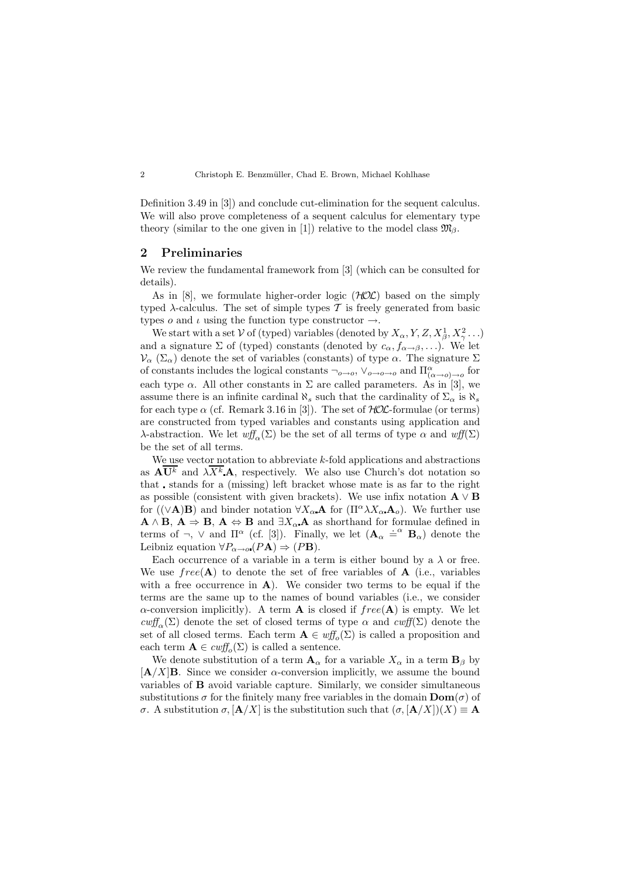Definition 3.49 in [3]) and conclude cut-elimination for the sequent calculus. We will also prove completeness of a sequent calculus for elementary type theory (similar to the one given in [1]) relative to the model class $\mathfrak{M}_\beta$.

## 2 Preliminaries

We review the fundamental framework from [3] (which can be consulted for details).

As in [8], we formulate higher-order logic ($\mathcal{HOL}$) based on the simply typed $\lambda$-calculus. The set of simple types $\mathcal{T}$ is freely generated from basic types $o$ and $\iota$ using the function type constructor $\rightarrow$.

We start with a set $\mathcal{V}$ of (typed) variables (denoted by $X_\alpha, Y, Z, X^1_\beta, X^2_\gamma \ldots$) and a signature $\Sigma$ of (typed) constants (denoted by $c_\alpha, f_{\alpha\rightarrow\beta}, \ldots$). We let $\mathcal{V}_\alpha$ ($\Sigma_\alpha$) denote the set of variables (constants) of type $\alpha$. The signature $\Sigma$ of constants includes the logical constants $\neg_{o\rightarrow o}$, $\vee_{o\rightarrow o\rightarrow o}$ and $\Pi^\alpha_{(\alpha\rightarrow o)\rightarrow o}$ for each type $\alpha$. All other constants in $\Sigma$ are called parameters. As in [3], we assume there is an infinite cardinal $\aleph_s$ such that the cardinality of $\Sigma_\alpha$ is $\aleph_s$ for each type $\alpha$ (cf. Remark 3.16 in [3]). The set of $\mathcal{HOL}$-formulae (or terms) are constructed from typed variables and constants using application and $\lambda$-abstraction. We let $\mathit{wff}_\alpha(\Sigma)$ be the set of all terms of type $\alpha$ and $\mathit{wff}(\Sigma)$ be the set of all terms.

We use vector notation to abbreviate $k$-fold applications and abstractions as $\mathbf{A}\overline{\mathbf{U}^k}$ and $\lambda\overline{X^k}.\mathbf{A}$, respectively. We also use Church's dot notation so that . stands for a (missing) left bracket whose mate is as far to the right as possible (consistent with given brackets). We use infix notation $\mathbf{A} \vee \mathbf{B}$ for $((\vee\mathbf{A})\mathbf{B})$ and binder notation $\forall X_\alpha.\mathbf{A}$ for $(\Pi^\alpha\lambda X_\alpha.\mathbf{A}_o)$. We further use $\mathbf{A} \wedge \mathbf{B}$, $\mathbf{A} \Rightarrow \mathbf{B}$, $\mathbf{A} \Leftrightarrow \mathbf{B}$ and $\exists X_\alpha.\mathbf{A}$ as shorthand for formulae defined in terms of $\neg$, $\vee$ and $\Pi^\alpha$ (cf. [3]). Finally, we let $(\mathbf{A}_\alpha \doteq^\alpha \mathbf{B}_\alpha)$ denote the Leibniz equation $\forall P_{\alpha\rightarrow o}.(P\mathbf{A}) \Rightarrow (P\mathbf{B})$.

Each occurrence of a variable in a term is either bound by a $\lambda$ or free. We use $free(\mathbf{A})$ to denote the set of free variables of $\mathbf{A}$ (i.e., variables with a free occurrence in $\mathbf{A}$). We consider two terms to be equal if the terms are the same up to the names of bound variables (i.e., we consider $\alpha$-conversion implicitly). A term $\mathbf{A}$ is closed if $free(\mathbf{A})$ is empty. We let $\mathit{cwff}_\alpha(\Sigma)$ denote the set of closed terms of type $\alpha$ and $\mathit{cwff}(\Sigma)$ denote the set of all closed terms. Each term $\mathbf{A} \in \mathit{wff}_o(\Sigma)$ is called a proposition and each term $\mathbf{A} \in \mathit{cwff}_o(\Sigma)$ is called a sentence.

We denote substitution of a term $\mathbf{A}_\alpha$ for a variable $X_\alpha$ in a term $\mathbf{B}_\beta$ by $[\mathbf{A}/X]\mathbf{B}$. Since we consider $\alpha$-conversion implicitly, we assume the bound variables of $\mathbf{B}$ avoid variable capture. Similarly, we consider simultaneous substitutions $\sigma$ for the finitely many free variables in the domain $\mathbf{Dom}(\sigma)$ of $\sigma$. A substitution $\sigma, [\mathbf{A}/X]$ is the substitution such that $(\sigma, [\mathbf{A}/X])(X) \equiv \mathbf{A}$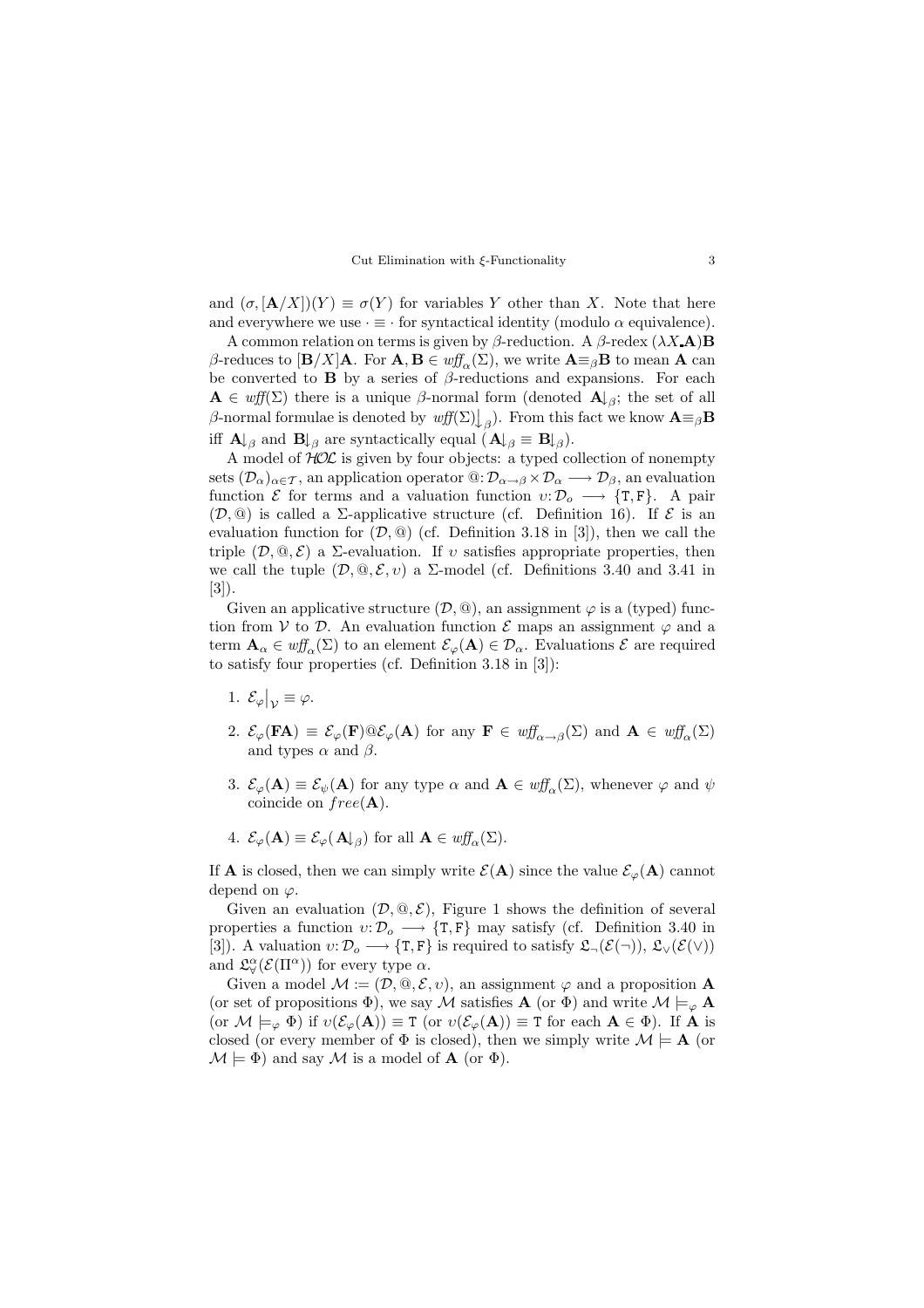and $(\sigma, [\mathbf{A}/X])(Y) \equiv \sigma(Y)$ for variables $Y$ other than $X$. Note that here and everywhere we use $\cdot \equiv \cdot$ for syntactical identity (modulo $\alpha$ equivalence).

A common relation on terms is given by $\beta$-reduction. A $\beta$-redex $(\lambda X.\mathbf{A})\mathbf{B}$ $\beta$-reduces to $[\mathbf{B}/X]\mathbf{A}$. For $\mathbf{A}, \mathbf{B} \in \mathit{wff}_\alpha(\Sigma)$, we write $\mathbf{A} \equiv_\beta \mathbf{B}$ to mean $\mathbf{A}$ can be converted to $\mathbf{B}$ by a series of $\beta$-reductions and expansions. For each $\mathbf{A} \in \mathit{wff}(\Sigma)$ there is a unique $\beta$-normal form (denoted $\mathbf{A}{\downarrow_\beta}$; the set of all $\beta$-normal formulae is denoted by $\mathit{wff}(\Sigma)\big\downarrow_\beta$). From this fact we know $\mathbf{A} \equiv_\beta \mathbf{B}$ iff $\mathbf{A}{\downarrow_\beta}$ and $\mathbf{B}{\downarrow_\beta}$ are syntactically equal ($\mathbf{A}{\downarrow_\beta} \equiv \mathbf{B}{\downarrow_\beta}$).

A model of $\mathcal{HOL}$ is given by four objects: a typed collection of nonempty sets $(\mathcal{D}_\alpha)_{\alpha \in \mathcal{T}}$, an application operator $@ \colon \mathcal{D}_{\alpha \to \beta} \times \mathcal{D}_\alpha \longrightarrow \mathcal{D}_\beta$, an evaluation function $\mathcal{E}$ for terms and a valuation function $\upsilon \colon \mathcal{D}_o \longrightarrow \{\mathtt{T}, \mathtt{F}\}$. A pair $(\mathcal{D}, @)$ is called a $\Sigma$-applicative structure (cf. Definition 16). If $\mathcal{E}$ is an evaluation function for $(\mathcal{D}, @)$ (cf. Definition 3.18 in [3]), then we call the triple $(\mathcal{D}, @, \mathcal{E})$ a $\Sigma$-evaluation. If $\upsilon$ satisfies appropriate properties, then we call the tuple $(\mathcal{D}, @, \mathcal{E}, \upsilon)$ a $\Sigma$-model (cf. Definitions 3.40 and 3.41 in [3]).

Given an applicative structure $(\mathcal{D}, @)$, an assignment $\varphi$ is a (typed) function from $\mathcal{V}$ to $\mathcal{D}$. An evaluation function $\mathcal{E}$ maps an assignment $\varphi$ and a term $\mathbf{A}_\alpha \in \mathit{wff}_\alpha(\Sigma)$ to an element $\mathcal{E}_\varphi(\mathbf{A}) \in \mathcal{D}_\alpha$. Evaluations $\mathcal{E}$ are required to satisfy four properties (cf. Definition 3.18 in [3]):

1. $\mathcal{E}_\varphi\big|_{\mathcal{V}} \equiv \varphi$.
2. $\mathcal{E}_\varphi(\mathbf{F}\mathbf{A}) \equiv \mathcal{E}_\varphi(\mathbf{F}) @ \mathcal{E}_\varphi(\mathbf{A})$ for any $\mathbf{F} \in \mathit{wff}_{\alpha \to \beta}(\Sigma)$ and $\mathbf{A} \in \mathit{wff}_\alpha(\Sigma)$ and types $\alpha$ and $\beta$.
3. $\mathcal{E}_\varphi(\mathbf{A}) \equiv \mathcal{E}_\psi(\mathbf{A})$ for any type $\alpha$ and $\mathbf{A} \in \mathit{wff}_\alpha(\Sigma)$, whenever $\varphi$ and $\psi$ coincide on $free(\mathbf{A})$.
4. $\mathcal{E}_\varphi(\mathbf{A}) \equiv \mathcal{E}_\varphi(\mathbf{A}{\downarrow_\beta})$ for all $\mathbf{A} \in \mathit{wff}_\alpha(\Sigma)$.

If $\mathbf{A}$ is closed, then we can simply write $\mathcal{E}(\mathbf{A})$ since the value $\mathcal{E}_\varphi(\mathbf{A})$ cannot depend on $\varphi$.

Given an evaluation $(\mathcal{D}, @, \mathcal{E})$, Figure 1 shows the definition of several properties a function $\upsilon \colon \mathcal{D}_o \longrightarrow \{\mathtt{T}, \mathtt{F}\}$ may satisfy (cf. Definition 3.40 in [3]). A valuation $\upsilon \colon \mathcal{D}_o \longrightarrow \{\mathtt{T}, \mathtt{F}\}$ is required to satisfy $\mathfrak{L}_\neg(\mathcal{E}(\neg))$, $\mathfrak{L}_\vee(\mathcal{E}(\vee))$ and $\mathfrak{L}_\forall^\alpha(\mathcal{E}(\Pi^\alpha))$ for every type $\alpha$.

Given a model $\mathcal{M} := (\mathcal{D}, @, \mathcal{E}, \upsilon)$, an assignment $\varphi$ and a proposition $\mathbf{A}$ (or set of propositions $\Phi$), we say $\mathcal{M}$ satisfies $\mathbf{A}$ (or $\Phi$) and write $\mathcal{M} \models_\varphi \mathbf{A}$ (or $\mathcal{M} \models_\varphi \Phi$) if $\upsilon(\mathcal{E}_\varphi(\mathbf{A})) \equiv \mathtt{T}$ (or $\upsilon(\mathcal{E}_\varphi(\mathbf{A})) \equiv \mathtt{T}$ for each $\mathbf{A} \in \Phi$). If $\mathbf{A}$ is closed (or every member of $\Phi$ is closed), then we simply write $\mathcal{M} \models \mathbf{A}$ (or $\mathcal{M} \models \Phi$) and say $\mathcal{M}$ is a model of $\mathbf{A}$ (or $\Phi$).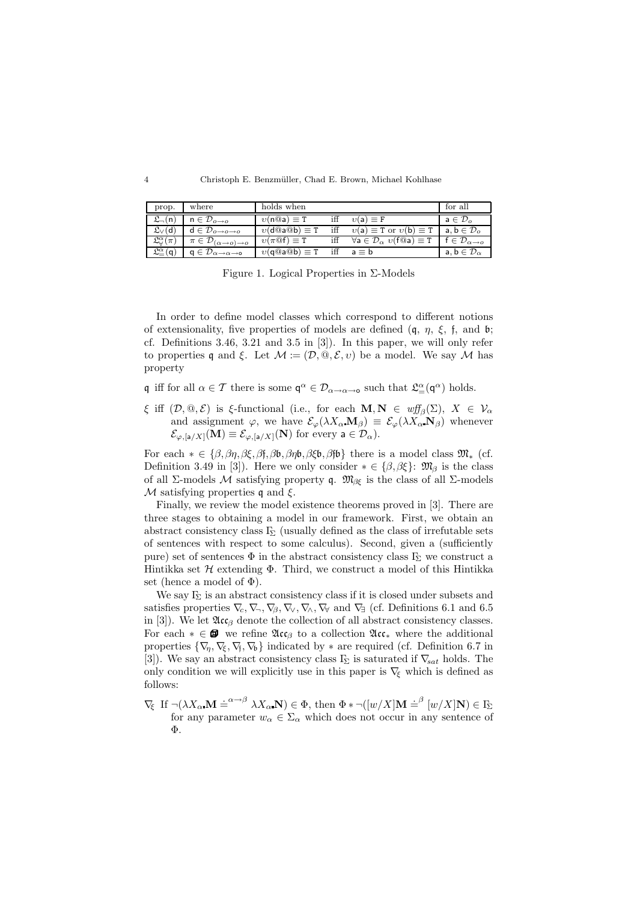| prop. | where | holds when | | | for all |
|---|---|---|---|---|---|
| $\mathfrak{L}_{\neg}(\mathsf{n})$ | $\mathsf{n} \in \mathcal{D}_{o\to o}$ | $\upsilon(\mathsf{n}@\mathsf{a}) \equiv \mathtt{T}$ | iff | $\upsilon(\mathsf{a}) \equiv \mathtt{F}$ | $\mathsf{a} \in \mathcal{D}_o$ |
| $\mathfrak{L}_{\vee}(\mathsf{d})$ | $\mathsf{d} \in \mathcal{D}_{o\to o\to o}$ | $\upsilon(\mathsf{d}@\mathsf{a}@\mathsf{b}) \equiv \mathtt{T}$ | iff | $\upsilon(\mathsf{a}) \equiv \mathtt{T}$ or $\upsilon(\mathsf{b}) \equiv \mathtt{T}$ | $\mathsf{a}, \mathsf{b} \in \mathcal{D}_o$ |
| $\mathfrak{L}^{\alpha}_{\forall}(\pi)$ | $\pi \in \mathcal{D}_{(\alpha\to o)\to o}$ | $\upsilon(\pi@\mathsf{f}) \equiv \mathtt{T}$ | iff | $\forall \mathsf{a} \in \mathcal{D}_\alpha\ \upsilon(\mathsf{f}@\mathsf{a}) \equiv \mathtt{T}$ | $\mathsf{f} \in \mathcal{D}_{\alpha\to o}$ |
| $\mathfrak{L}^{\alpha}_{=}(\mathsf{q})$ | $\mathsf{q} \in \mathcal{D}_{\alpha\to\alpha\to o}$ | $\upsilon(\mathsf{q}@\mathsf{a}@\mathsf{b}) \equiv \mathtt{T}$ | iff | $\mathsf{a} \equiv \mathsf{b}$ | $\mathsf{a}, \mathsf{b} \in \mathcal{D}_\alpha$ |

Figure 1. Logical Properties in Σ-Models

In order to define model classes which correspond to different notions of extensionality, five properties of models are defined ($\mathfrak{q}$, $\eta$, $\xi$, $\mathfrak{f}$, and $\mathfrak{b}$; cf. Definitions 3.46, 3.21 and 3.5 in [3]). In this paper, we will only refer to properties $\mathfrak{q}$ and $\xi$. Let $\mathcal{M} := (\mathcal{D}, @, \mathcal{E}, \upsilon)$ be a model. We say $\mathcal{M}$ has property

$\mathfrak{q}$ iff for all $\alpha \in \mathcal{T}$ there is some $\mathsf{q}^\alpha \in \mathcal{D}_{\alpha\to\alpha\to o}$ such that $\mathfrak{L}^{\alpha}_{=}(\mathsf{q}^\alpha)$ holds.

$\xi$ iff $(\mathcal{D}, @, \mathcal{E})$ is $\xi$-functional (i.e., for each $\mathbf{M}, \mathbf{N} \in \mathit{wff}_\beta(\Sigma)$, $X \in \mathcal{V}_\alpha$ and assignment $\varphi$, we have $\mathcal{E}_\varphi(\lambda X_\alpha . \mathbf{M}_\beta) \equiv \mathcal{E}_\varphi(\lambda X_\alpha . \mathbf{N}_\beta)$ whenever $\mathcal{E}_{\varphi,[\mathsf{a}/X]}(\mathbf{M}) \equiv \mathcal{E}_{\varphi,[\mathsf{a}/X]}(\mathbf{N})$ for every $\mathsf{a} \in \mathcal{D}_\alpha$).

For each $* \in \{\beta, \beta\eta, \beta\xi, \beta\mathfrak{f}, \beta\mathfrak{b}, \beta\eta\mathfrak{b}, \beta\xi\mathfrak{b}, \beta\mathfrak{f}\mathfrak{b}\}$ there is a model class $\mathfrak{M}_*$ (cf. Definition 3.49 in [3]). Here we only consider $* \in \{\beta, \beta\xi\}$: $\mathfrak{M}_\beta$ is the class of all Σ-models $\mathcal{M}$ satisfying property $\mathfrak{q}$. $\mathfrak{M}_{\beta\xi}$ is the class of all Σ-models $\mathcal{M}$ satisfying properties $\mathfrak{q}$ and $\xi$.

Finally, we review the model existence theorems proved in [3]. There are three stages to obtaining a model in our framework. First, we obtain an abstract consistency class $\Gamma_\Sigma$ (usually defined as the class of irrefutable sets of sentences with respect to some calculus). Second, given a (sufficiently pure) set of sentences $\Phi$ in the abstract consistency class $\Gamma_\Sigma$ we construct a Hintikka set $\mathcal{H}$ extending $\Phi$. Third, we construct a model of this Hintikka set (hence a model of $\Phi$).

We say $\Gamma_\Sigma$ is an abstract consistency class if it is closed under subsets and satisfies properties $\nabla_c, \nabla_\neg, \nabla_\beta, \nabla_\vee, \nabla_\wedge, \nabla_\forall$ and $\nabla_\exists$ (cf. Definitions 6.1 and 6.5 in [3]). We let $\mathfrak{Acc}_\beta$ denote the collection of all abstract consistency classes. For each $* \in \mathfrak{B}$ we refine $\mathfrak{Acc}_\beta$ to a collection $\mathfrak{Acc}_*$ where the additional properties $\{\nabla_\eta, \nabla_\xi, \nabla_\mathfrak{f}, \nabla_\mathfrak{b}\}$ indicated by $*$ are required (cf. Definition 6.7 in [3]). We say an abstract consistency class $\Gamma_\Sigma$ is saturated if $\nabla_{sat}$ holds. The only condition we will explicitly use in this paper is $\nabla_\xi$ which is defined as follows:

$\nabla_\xi$ If $\neg(\lambda X_\alpha . \mathbf{M} \doteq^{\alpha\to\beta} \lambda X_\alpha . \mathbf{N}) \in \Phi$, then $\Phi * \neg([w/X]\mathbf{M} \doteq^{\beta} [w/X]\mathbf{N}) \in \Gamma_\Sigma$ for any parameter $w_\alpha \in \Sigma_\alpha$ which does not occur in any sentence of $\Phi$.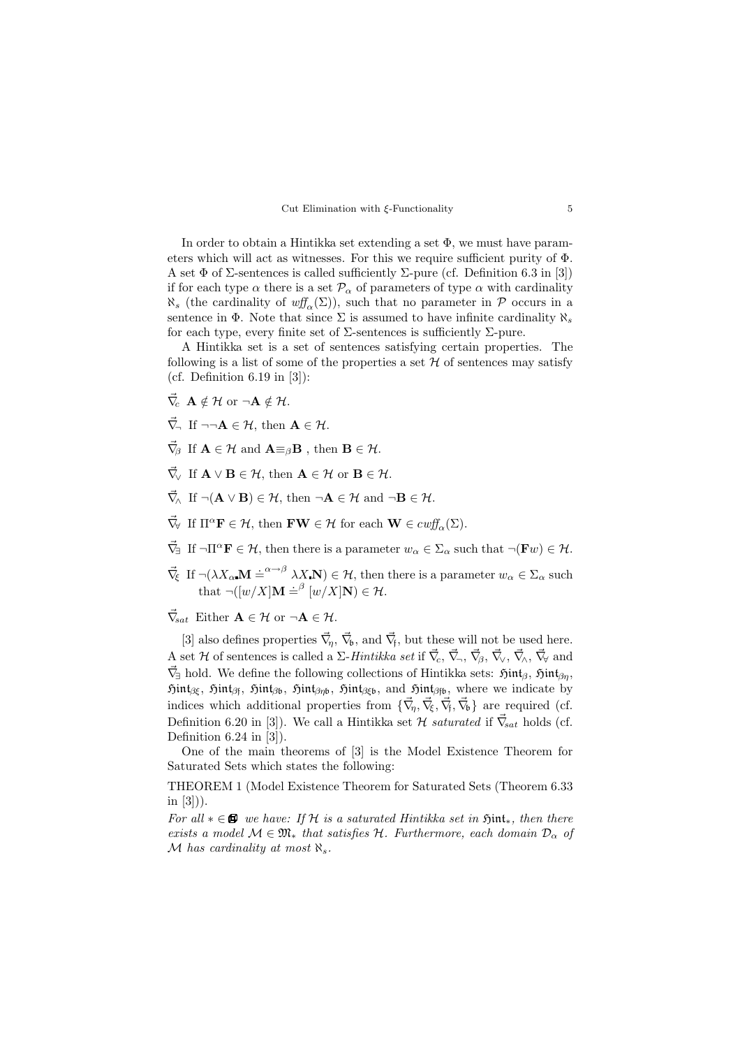In order to obtain a Hintikka set extending a set $\Phi$, we must have parameters which will act as witnesses. For this we require sufficient purity of $\Phi$. A set $\Phi$ of $\Sigma$-sentences is called sufficiently $\Sigma$-pure (cf. Definition 6.3 in [3]) if for each type $\alpha$ there is a set $\mathcal{P}_\alpha$ of parameters of type $\alpha$ with cardinality $\aleph_s$ (the cardinality of $\mathit{wff}_\alpha(\Sigma)$), such that no parameter in $\mathcal{P}$ occurs in a sentence in $\Phi$. Note that since $\Sigma$ is assumed to have infinite cardinality $\aleph_s$ for each type, every finite set of $\Sigma$-sentences is sufficiently $\Sigma$-pure.

A Hintikka set is a set of sentences satisfying certain properties. The following is a list of some of the properties a set $\mathcal{H}$ of sentences may satisfy (cf. Definition 6.19 in [3]):

$\vec{\nabla}_c$ $\mathbf{A} \notin \mathcal{H}$ or $\neg\mathbf{A} \notin \mathcal{H}$.

$\vec{\nabla}_\neg$ If $\neg\neg\mathbf{A} \in \mathcal{H}$, then $\mathbf{A} \in \mathcal{H}$.

$\vec{\nabla}_\beta$ If $\mathbf{A} \in \mathcal{H}$ and $\mathbf{A} {\equiv_\beta} \mathbf{B}$ , then $\mathbf{B} \in \mathcal{H}$.

$\vec{\nabla}_\vee$ If $\mathbf{A} \vee \mathbf{B} \in \mathcal{H}$, then $\mathbf{A} \in \mathcal{H}$ or $\mathbf{B} \in \mathcal{H}$.

$\vec{\nabla}_\wedge$ If $\neg(\mathbf{A} \vee \mathbf{B}) \in \mathcal{H}$, then $\neg\mathbf{A} \in \mathcal{H}$ and $\neg\mathbf{B} \in \mathcal{H}$.

$\vec{\nabla}_\forall$ If $\Pi^\alpha \mathbf{F} \in \mathcal{H}$, then $\mathbf{FW} \in \mathcal{H}$ for each $\mathbf{W} \in \mathit{cwff}_\alpha(\Sigma)$.

$\vec{\nabla}_\exists$ If $\neg\Pi^\alpha \mathbf{F} \in \mathcal{H}$, then there is a parameter $w_\alpha \in \Sigma_\alpha$ such that $\neg(\mathbf{F}w) \in \mathcal{H}$.

$\vec{\nabla}_\xi$ If $\neg(\lambda X_\alpha{\scriptstyle\blacksquare}\mathbf{M} \doteq^{\alpha\to\beta} \lambda X{\scriptstyle\blacksquare}\mathbf{N}) \in \mathcal{H}$, then there is a parameter $w_\alpha \in \Sigma_\alpha$ such that $\neg([w/X]\mathbf{M} \doteq^\beta [w/X]\mathbf{N}) \in \mathcal{H}$.

$\vec{\nabla}_{sat}$ Either $\mathbf{A} \in \mathcal{H}$ or $\neg\mathbf{A} \in \mathcal{H}$.

[3] also defines properties $\vec{\nabla}_\eta$, $\vec{\nabla}_\mathfrak{b}$, and $\vec{\nabla}_\mathfrak{f}$, but these will not be used here. A set $\mathcal{H}$ of sentences is called a $\Sigma$-*Hintikka set* if $\vec{\nabla}_c$, $\vec{\nabla}_\neg$, $\vec{\nabla}_\beta$, $\vec{\nabla}_\vee$, $\vec{\nabla}_\wedge$, $\vec{\nabla}_\forall$ and $\vec{\nabla}_\exists$ hold. We define the following collections of Hintikka sets: $\mathfrak{Hint}_\beta$, $\mathfrak{Hint}_{\beta\eta}$, $\mathfrak{Hint}_{\beta\xi}$, $\mathfrak{Hint}_{\beta\mathfrak{f}}$, $\mathfrak{Hint}_{\beta\mathfrak{b}}$, $\mathfrak{Hint}_{\beta\eta\mathfrak{b}}$, $\mathfrak{Hint}_{\beta\xi\mathfrak{b}}$, and $\mathfrak{Hint}_{\beta\mathfrak{f}\mathfrak{b}}$, where we indicate by indices which additional properties from $\{\vec{\nabla}_\eta, \vec{\nabla}_\xi, \vec{\nabla}_\mathfrak{f}, \vec{\nabla}_\mathfrak{b}\}$ are required (cf. Definition 6.20 in [3]). We call a Hintikka set $\mathcal{H}$ *saturated* if $\vec{\nabla}_{sat}$ holds (cf. Definition 6.24 in [3]).

One of the main theorems of [3] is the Model Existence Theorem for Saturated Sets which states the following:

THEOREM 1 (Model Existence Theorem for Saturated Sets (Theorem 6.33 in [3])).

*For all $* \in \mathfrak{B}$ we have: If $\mathcal{H}$ is a saturated Hintikka set in $\mathfrak{Hint}_*$, then there exists a model $\mathcal{M} \in \mathfrak{M}_*$ that satisfies $\mathcal{H}$. Furthermore, each domain $\mathcal{D}_\alpha$ of $\mathcal{M}$ has cardinality at most $\aleph_s$.*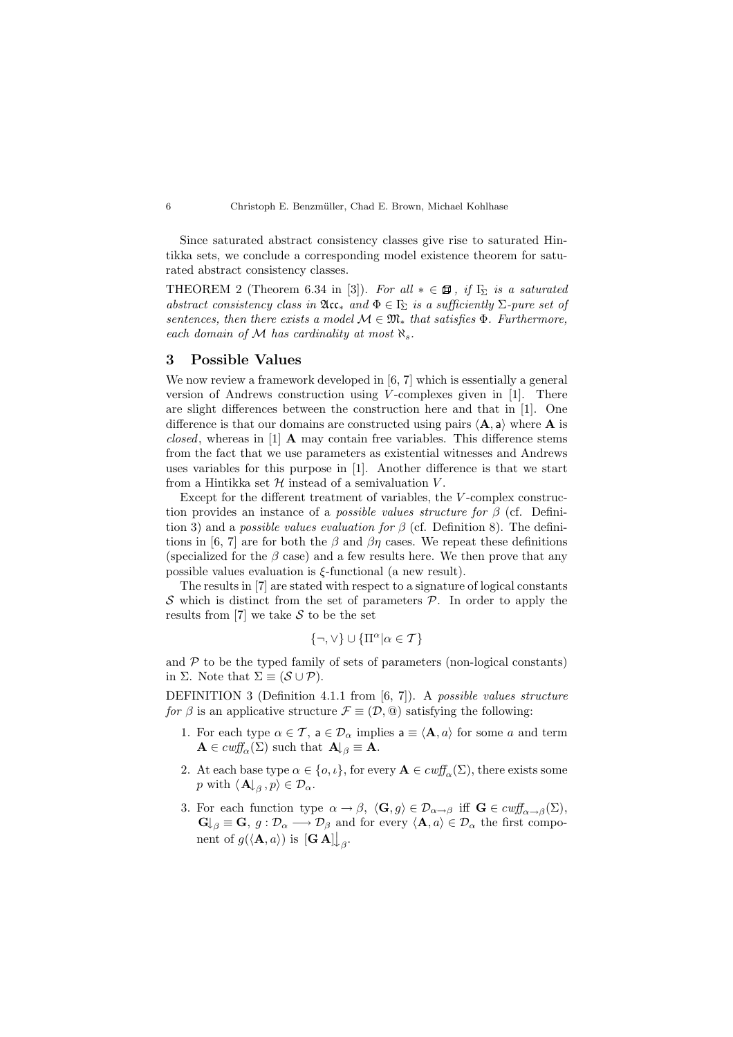Since saturated abstract consistency classes give rise to saturated Hintikka sets, we conclude a corresponding model existence theorem for saturated abstract consistency classes.

THEOREM 2 (Theorem 6.34 in [3]). *For all* $* \in \boxtimes$*, if* $\Gamma_\Sigma$ *is a saturated abstract consistency class in* $\mathfrak{Acc}_*$ *and* $\Phi \in \Gamma_\Sigma$ *is a sufficiently* $\Sigma$*-pure set of sentences, then there exists a model* $\mathcal{M} \in \mathfrak{M}_*$ *that satisfies* $\Phi$*. Furthermore, each domain of* $\mathcal{M}$ *has cardinality at most* $\aleph_s$*.*

## 3 Possible Values

We now review a framework developed in [6, 7] which is essentially a general version of Andrews construction using $V$-complexes given in [1]. There are slight differences between the construction here and that in [1]. One difference is that our domains are constructed using pairs $\langle \mathbf{A}, \mathsf{a} \rangle$ where $\mathbf{A}$ is *closed*, whereas in [1] $\mathbf{A}$ may contain free variables. This difference stems from the fact that we use parameters as existential witnesses and Andrews uses variables for this purpose in [1]. Another difference is that we start from a Hintikka set $\mathcal{H}$ instead of a semivaluation $V$.

Except for the different treatment of variables, the $V$-complex construction provides an instance of a *possible values structure for* $\beta$ (cf. Definition 3) and a *possible values evaluation for* $\beta$ (cf. Definition 8). The definitions in [6, 7] are for both the $\beta$ and $\beta\eta$ cases. We repeat these definitions (specialized for the $\beta$ case) and a few results here. We then prove that any possible values evaluation is $\xi$-functional (a new result).

The results in [7] are stated with respect to a signature of logical constants $\mathcal{S}$ which is distinct from the set of parameters $\mathcal{P}$. In order to apply the results from [7] we take $\mathcal{S}$ to be the set

$$\{\neg, \vee\} \cup \{\Pi^\alpha | \alpha \in \mathcal{T}\}$$

and $\mathcal{P}$ to be the typed family of sets of parameters (non-logical constants) in $\Sigma$. Note that $\Sigma \equiv (\mathcal{S} \cup \mathcal{P})$.

DEFINITION 3 (Definition 4.1.1 from [6, 7]). A *possible values structure for* $\beta$ is an applicative structure $\mathcal{F} \equiv (\mathcal{D}, @)$ satisfying the following:

1. For each type $\alpha \in \mathcal{T}$, $\mathsf{a} \in \mathcal{D}_\alpha$ implies $\mathsf{a} \equiv \langle \mathbf{A}, a \rangle$ for some $a$ and term $\mathbf{A} \in cwff_\alpha(\Sigma)$ such that $\mathbf{A}{\downarrow_\beta} \equiv \mathbf{A}$.
2. At each base type $\alpha \in \{o, \iota\}$, for every $\mathbf{A} \in cwff_\alpha(\Sigma)$, there exists some $p$ with $\langle \mathbf{A}{\downarrow_\beta}, p \rangle \in \mathcal{D}_\alpha$.
3. For each function type $\alpha \to \beta$, $\langle \mathbf{G}, g \rangle \in \mathcal{D}_{\alpha \to \beta}$ iff $\mathbf{G} \in cwff_{\alpha\to\beta}(\Sigma)$, $\mathbf{G}{\downarrow_\beta} \equiv \mathbf{G}$, $g : \mathcal{D}_\alpha \longrightarrow \mathcal{D}_\beta$ and for every $\langle \mathbf{A}, a \rangle \in \mathcal{D}_\alpha$ the first component of $g(\langle \mathbf{A}, a \rangle)$ is $[\mathbf{G}\,\mathbf{A}]{\downarrow_\beta}$.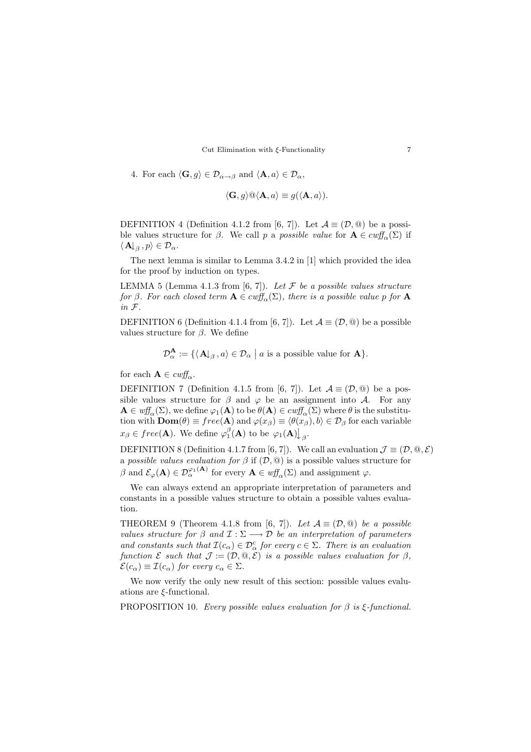4. For each $\langle \mathbf{G}, g\rangle \in \mathcal{D}_{\alpha\to\beta}$ and $\langle \mathbf{A}, a\rangle \in \mathcal{D}_\alpha$,

$$\langle \mathbf{G}, g\rangle @ \langle \mathbf{A}, a\rangle \equiv g(\langle \mathbf{A}, a\rangle).$$

DEFINITION 4 (Definition 4.1.2 from [6, 7]). Let $\mathcal{A} \equiv (\mathcal{D}, @)$ be a possible values structure for $\beta$. We call $p$ a *possible value* for $\mathbf{A} \in cwff_\alpha(\Sigma)$ if $\langle \mathbf{A}{\downarrow_\beta}, p\rangle \in \mathcal{D}_\alpha$.

The next lemma is similar to Lemma 3.4.2 in [1] which provided the idea for the proof by induction on types.

LEMMA 5 (Lemma 4.1.3 from [6, 7]). *Let $\mathcal{F}$ be a possible values structure for $\beta$. For each closed term $\mathbf{A} \in cwff_\alpha(\Sigma)$, there is a possible value $p$ for $\mathbf{A}$ in $\mathcal{F}$.*

DEFINITION 6 (Definition 4.1.4 from [6, 7]). Let $\mathcal{A} \equiv (\mathcal{D}, @)$ be a possible values structure for $\beta$. We define

$$\mathcal{D}^{\mathbf{A}}_\alpha := \{\langle \mathbf{A}{\downarrow_\beta}, a\rangle \in \mathcal{D}_\alpha \mid a \text{ is a possible value for } \mathbf{A}\}.$$

for each $\mathbf{A} \in cwff_\alpha$.

DEFINITION 7 (Definition 4.1.5 from [6, 7]). Let $\mathcal{A} \equiv (\mathcal{D}, @)$ be a possible values structure for $\beta$ and $\varphi$ be an assignment into $\mathcal{A}$. For any $\mathbf{A} \in wff_\alpha(\Sigma)$, we define $\varphi_1(\mathbf{A})$ to be $\theta(\mathbf{A}) \in cwff_\alpha(\Sigma)$ where $\theta$ is the substitution with $\mathbf{Dom}(\theta) \equiv free(\mathbf{A})$ and $\varphi(x_\beta) \equiv \langle \theta(x_\beta), b\rangle \in \mathcal{D}_\beta$ for each variable $x_\beta \in free(\mathbf{A})$. We define $\varphi^\beta_1(\mathbf{A})$ to be $\varphi_1(\mathbf{A}){\downarrow_\beta}$.

DEFINITION 8 (Definition 4.1.7 from [6, 7]). We call an evaluation $\mathcal{J} \equiv (\mathcal{D}, @, \mathcal{E})$ a *possible values evaluation for $\beta$* if $(\mathcal{D}, @)$ is a possible values structure for $\beta$ and $\mathcal{E}_\varphi(\mathbf{A}) \in \mathcal{D}^{\varphi_1(\mathbf{A})}_\alpha$ for every $\mathbf{A} \in wff_\alpha(\Sigma)$ and assignment $\varphi$.

We can always extend an appropriate interpretation of parameters and constants in a possible values structure to obtain a possible values evaluation.

THEOREM 9 (Theorem 4.1.8 from [6, 7]). *Let $\mathcal{A} \equiv (\mathcal{D}, @)$ be a possible values structure for $\beta$ and $\mathcal{I} : \Sigma \longrightarrow \mathcal{D}$ be an interpretation of parameters and constants such that $\mathcal{I}(c_\alpha) \in \mathcal{D}^c_\alpha$ for every $c \in \Sigma$. There is an evaluation function $\mathcal{E}$ such that $\mathcal{J} := (\mathcal{D}, @, \mathcal{E})$ is a possible values evaluation for $\beta$, $\mathcal{E}(c_\alpha) \equiv \mathcal{I}(c_\alpha)$ for every $c_\alpha \in \Sigma$.*

We now verify the only new result of this section: possible values evaluations are $\xi$-functional.

PROPOSITION 10. *Every possible values evaluation for $\beta$ is $\xi$-functional.*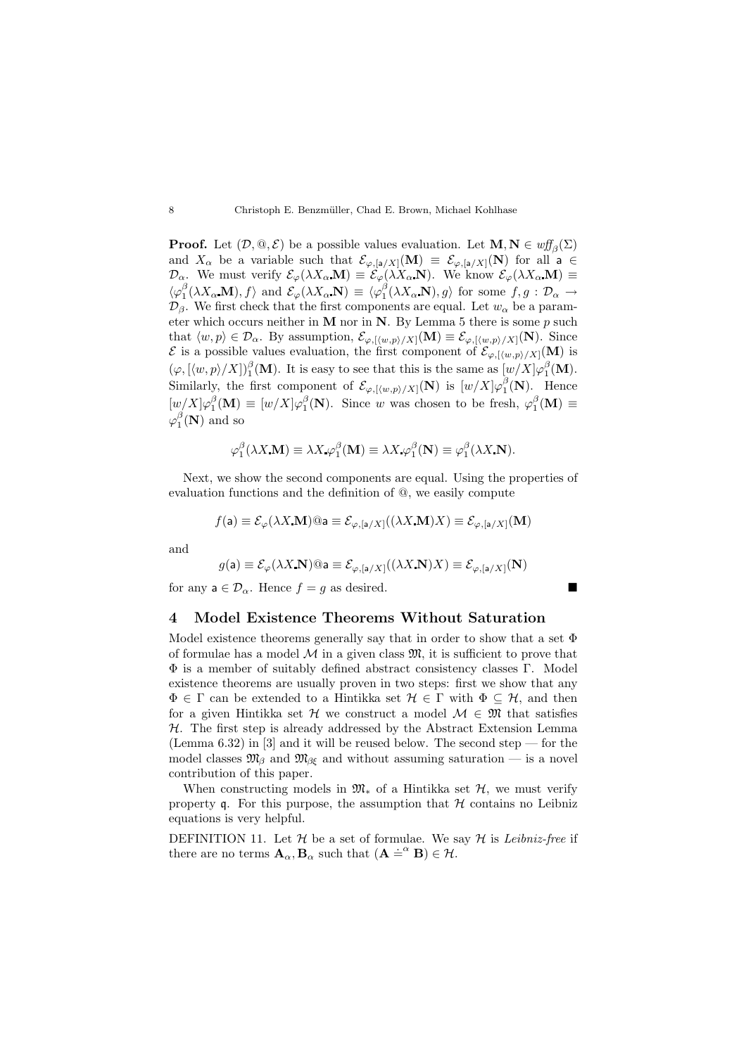**Proof.** Let $(\mathcal{D}, @, \mathcal{E})$ be a possible values evaluation. Let $\mathbf{M}, \mathbf{N} \in \mathit{wff}_\beta(\Sigma)$ and $X_\alpha$ be a variable such that $\mathcal{E}_{\varphi,[\mathsf{a}/X]}(\mathbf{M}) \equiv \mathcal{E}_{\varphi,[\mathsf{a}/X]}(\mathbf{N})$ for all $\mathsf{a} \in \mathcal{D}_\alpha$. We must verify $\mathcal{E}_\varphi(\lambda X_\alpha . \mathbf{M}) \equiv \mathcal{E}_\varphi(\lambda X_\alpha . \mathbf{N})$. We know $\mathcal{E}_\varphi(\lambda X_\alpha . \mathbf{M}) \equiv \langle \varphi_1^\beta(\lambda X_\alpha . \mathbf{M}), f\rangle$ and $\mathcal{E}_\varphi(\lambda X_\alpha . \mathbf{N}) \equiv \langle \varphi_1^\beta(\lambda X_\alpha . \mathbf{N}), g\rangle$ for some $f, g : \mathcal{D}_\alpha \to \mathcal{D}_\beta$. We first check that the first components are equal. Let $w_\alpha$ be a parameter which occurs neither in $\mathbf{M}$ nor in $\mathbf{N}$. By Lemma 5 there is some $p$ such that $\langle w, p\rangle \in \mathcal{D}_\alpha$. By assumption, $\mathcal{E}_{\varphi,[\langle w,p\rangle/X]}(\mathbf{M}) \equiv \mathcal{E}_{\varphi,[\langle w,p\rangle/X]}(\mathbf{N})$. Since $\mathcal{E}$ is a possible values evaluation, the first component of $\mathcal{E}_{\varphi,[\langle w,p\rangle/X]}(\mathbf{M})$ is $(\varphi, [\langle w, p\rangle/X])_1^\beta(\mathbf{M})$. It is easy to see that this is the same as $[w/X]\varphi_1^\beta(\mathbf{M})$. Similarly, the first component of $\mathcal{E}_{\varphi,[\langle w,p\rangle/X]}(\mathbf{N})$ is $[w/X]\varphi_1^\beta(\mathbf{N})$. Hence $[w/X]\varphi_1^\beta(\mathbf{M}) \equiv [w/X]\varphi_1^\beta(\mathbf{N})$. Since $w$ was chosen to be fresh, $\varphi_1^\beta(\mathbf{M}) \equiv \varphi_1^\beta(\mathbf{N})$ and so

$$\varphi_1^\beta(\lambda X . \mathbf{M}) \equiv \lambda X . \varphi_1^\beta(\mathbf{M}) \equiv \lambda X . \varphi_1^\beta(\mathbf{N}) \equiv \varphi_1^\beta(\lambda X . \mathbf{N}).$$

Next, we show the second components are equal. Using the properties of evaluation functions and the definition of @, we easily compute

$$f(\mathsf{a}) \equiv \mathcal{E}_\varphi(\lambda X . \mathbf{M})@\mathsf{a} \equiv \mathcal{E}_{\varphi,[\mathsf{a}/X]}((\lambda X . \mathbf{M})X) \equiv \mathcal{E}_{\varphi,[\mathsf{a}/X]}(\mathbf{M})$$

and

$$g(\mathsf{a}) \equiv \mathcal{E}_\varphi(\lambda X . \mathbf{N})@\mathsf{a} \equiv \mathcal{E}_{\varphi,[\mathsf{a}/X]}((\lambda X . \mathbf{N})X) \equiv \mathcal{E}_{\varphi,[\mathsf{a}/X]}(\mathbf{N})$$

for any $\mathsf{a} \in \mathcal{D}_\alpha$. Hence $f = g$ as desired. ■

## 4 Model Existence Theorems Without Saturation

Model existence theorems generally say that in order to show that a set $\Phi$ of formulae has a model $\mathcal{M}$ in a given class $\mathfrak{M}$, it is sufficient to prove that $\Phi$ is a member of suitably defined abstract consistency classes $\Gamma$. Model existence theorems are usually proven in two steps: first we show that any $\Phi \in \Gamma$ can be extended to a Hintikka set $\mathcal{H} \in \Gamma$ with $\Phi \subseteq \mathcal{H}$, and then for a given Hintikka set $\mathcal{H}$ we construct a model $\mathcal{M} \in \mathfrak{M}$ that satisfies $\mathcal{H}$. The first step is already addressed by the Abstract Extension Lemma (Lemma 6.32) in [3] and it will be reused below. The second step — for the model classes $\mathfrak{M}_\beta$ and $\mathfrak{M}_{\beta\mathfrak{f}}$ and without assuming saturation — is a novel contribution of this paper.

When constructing models in $\mathfrak{M}_*$ of a Hintikka set $\mathcal{H}$, we must verify property $\mathfrak{q}$. For this purpose, the assumption that $\mathcal{H}$ contains no Leibniz equations is very helpful.

DEFINITION 11. Let $\mathcal{H}$ be a set of formulae. We say $\mathcal{H}$ is *Leibniz-free* if there are no terms $\mathbf{A}_\alpha, \mathbf{B}_\alpha$ such that $(\mathbf{A} \doteq^\alpha \mathbf{B}) \in \mathcal{H}$.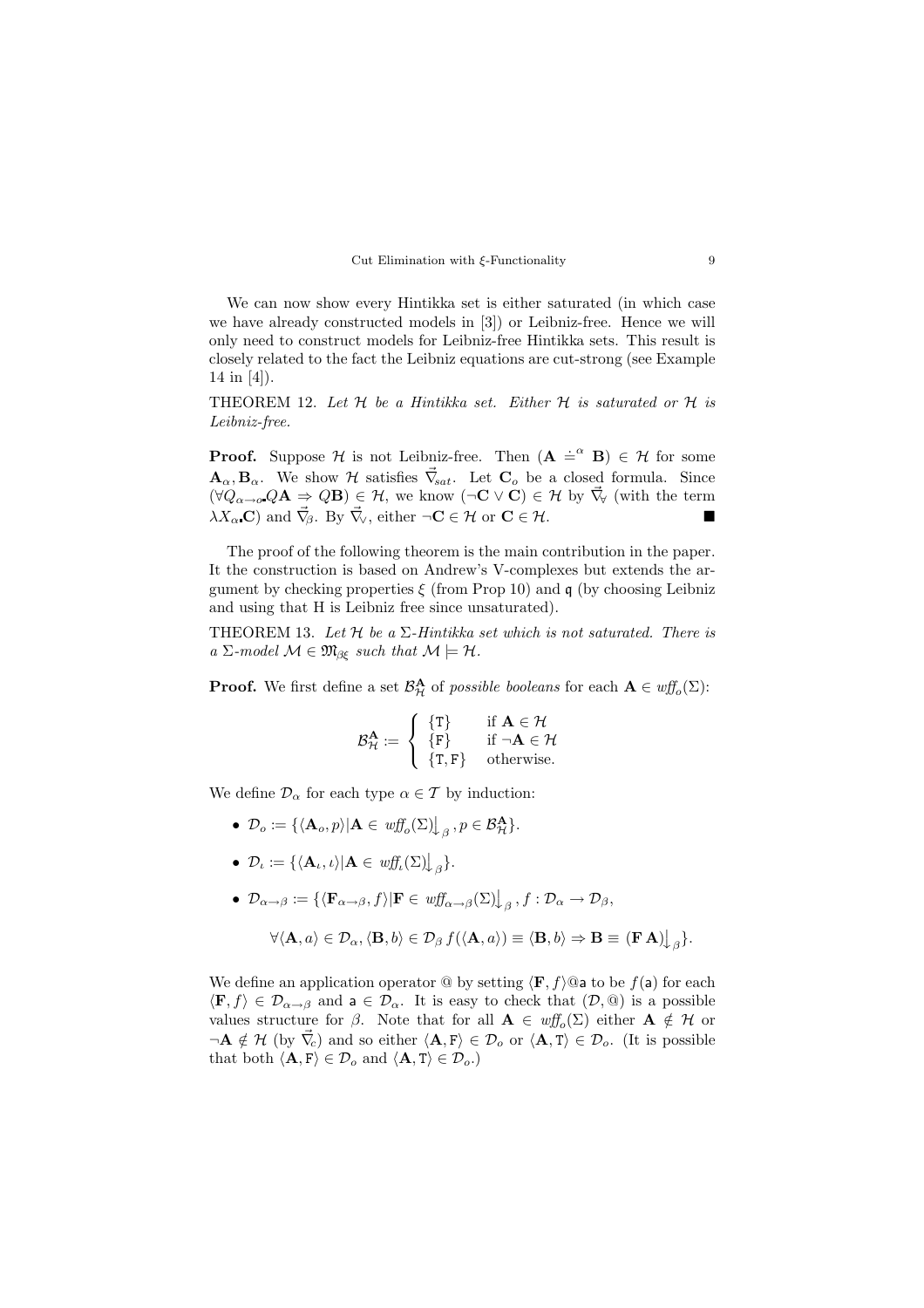We can now show every Hintikka set is either saturated (in which case we have already constructed models in [3]) or Leibniz-free. Hence we will only need to construct models for Leibniz-free Hintikka sets. This result is closely related to the fact the Leibniz equations are cut-strong (see Example 14 in [4]).

THEOREM 12. *Let $\mathcal{H}$ be a Hintikka set. Either $\mathcal{H}$ is saturated or $\mathcal{H}$ is Leibniz-free.*

**Proof.** Suppose $\mathcal{H}$ is not Leibniz-free. Then $(\mathbf{A} \doteq^{\alpha} \mathbf{B}) \in \mathcal{H}$ for some $\mathbf{A}_\alpha, \mathbf{B}_\alpha$. We show $\mathcal{H}$ satisfies $\vec{\nabla}_{sat}$. Let $\mathbf{C}_o$ be a closed formula. Since $(\forall Q_{\alpha\to o}\text{.}Q\mathbf{A} \Rightarrow Q\mathbf{B}) \in \mathcal{H}$, we know $(\neg\mathbf{C} \vee \mathbf{C}) \in \mathcal{H}$ by $\vec{\nabla}_\forall$ (with the term $\lambda X_\alpha\text{.}\mathbf{C}$) and $\vec{\nabla}_\beta$. By $\vec{\nabla}_\vee$, either $\neg\mathbf{C} \in \mathcal{H}$ or $\mathbf{C} \in \mathcal{H}$. ■

The proof of the following theorem is the main contribution in the paper. It the construction is based on Andrew's V-complexes but extends the argument by checking properties $\xi$ (from Prop 10) and $\mathfrak{q}$ (by choosing Leibniz and using that H is Leibniz free since unsaturated).

THEOREM 13. *Let $\mathcal{H}$ be a $\Sigma$-Hintikka set which is not saturated. There is a $\Sigma$-model $\mathcal{M} \in \mathfrak{M}_{\beta\xi}$ such that $\mathcal{M} \models \mathcal{H}$.*

**Proof.** We first define a set $\mathcal{B}^{\mathbf{A}}_{\mathcal{H}}$ of *possible booleans* for each $\mathbf{A} \in \mathit{wff}_o(\Sigma)$:

$$\mathcal{B}^{\mathbf{A}}_{\mathcal{H}} := \begin{cases} \{\mathtt{T}\} & \text{if } \mathbf{A} \in \mathcal{H} \\ \{\mathtt{F}\} & \text{if } \neg\mathbf{A} \in \mathcal{H} \\ \{\mathtt{T}, \mathtt{F}\} & \text{otherwise.} \end{cases}$$

We define $\mathcal{D}_\alpha$ for each type $\alpha \in \mathcal{T}$ by induction:

- $\mathcal{D}_o := \{\langle \mathbf{A}_o, p\rangle | \mathbf{A} \in \mathit{wff}_o(\Sigma)\big\downarrow_\beta, p \in \mathcal{B}^{\mathbf{A}}_{\mathcal{H}}\}$.
- $\mathcal{D}_\iota := \{\langle \mathbf{A}_\iota, \iota\rangle | \mathbf{A} \in \mathit{wff}_\iota(\Sigma)\big\downarrow_\beta\}$.
- $\mathcal{D}_{\alpha\to\beta} := \{\langle \mathbf{F}_{\alpha\to\beta}, f\rangle | \mathbf{F} \in \mathit{wff}_{\alpha\to\beta}(\Sigma)\big\downarrow_\beta, f : \mathcal{D}_\alpha \to \mathcal{D}_\beta,$

$$\forall \langle \mathbf{A}, a\rangle \in \mathcal{D}_\alpha, \langle \mathbf{B}, b\rangle \in \mathcal{D}_\beta\, f(\langle \mathbf{A}, a\rangle) \equiv \langle \mathbf{B}, b\rangle \Rightarrow \mathbf{B} \equiv (\mathbf{F}\,\mathbf{A})\big\downarrow_\beta\}.$$

We define an application operator @ by setting $\langle \mathbf{F}, f\rangle@\mathsf{a}$ to be $f(\mathsf{a})$ for each $\langle \mathbf{F}, f\rangle \in \mathcal{D}_{\alpha\to\beta}$ and $\mathsf{a} \in \mathcal{D}_\alpha$. It is easy to check that $(\mathcal{D}, @)$ is a possible values structure for $\beta$. Note that for all $\mathbf{A} \in \mathit{wff}_o(\Sigma)$ either $\mathbf{A} \notin \mathcal{H}$ or $\neg\mathbf{A} \notin \mathcal{H}$ (by $\vec{\nabla}_c$) and so either $\langle \mathbf{A}, \mathtt{F}\rangle \in \mathcal{D}_o$ or $\langle \mathbf{A}, \mathtt{T}\rangle \in \mathcal{D}_o$. (It is possible that both $\langle \mathbf{A}, \mathtt{F}\rangle \in \mathcal{D}_o$ and $\langle \mathbf{A}, \mathtt{T}\rangle \in \mathcal{D}_o$.)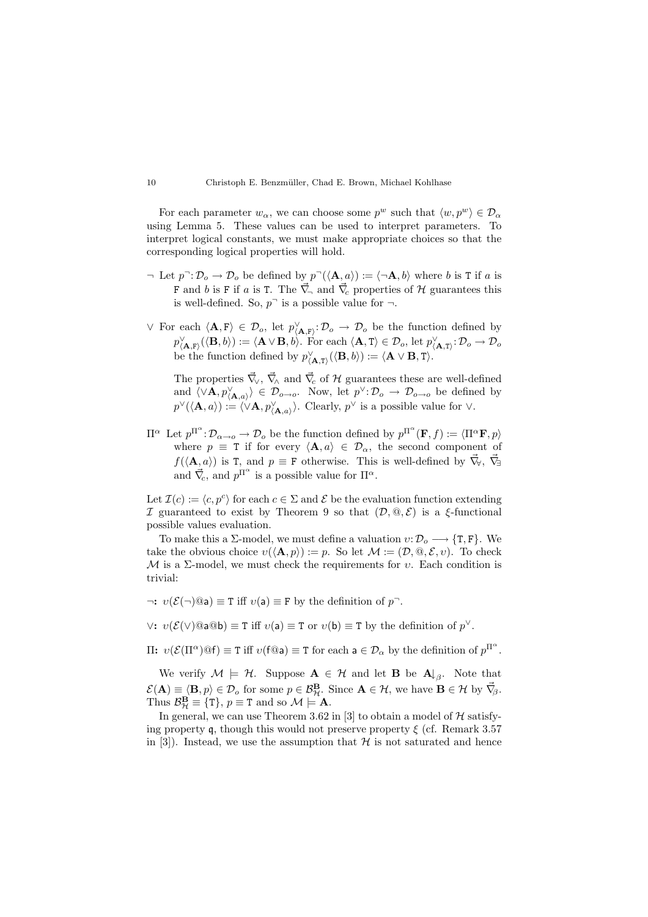For each parameter $w_\alpha$, we can choose some $p^w$ such that $\langle w, p^w \rangle \in \mathcal{D}_\alpha$ using Lemma 5. These values can be used to interpret parameters. To interpret logical constants, we must make appropriate choices so that the corresponding logical properties will hold.

- $\neg$ Let $p^\neg : \mathcal{D}_o \to \mathcal{D}_o$ be defined by $p^\neg(\langle \mathbf{A}, a \rangle) := \langle \neg\mathbf{A}, b \rangle$ where $b$ is $\mathtt{T}$ if $a$ is $\mathtt{F}$ and $b$ is $\mathtt{F}$ if $a$ is $\mathtt{T}$. The $\vec{\nabla}_\neg$ and $\vec{\nabla}_c$ properties of $\mathcal{H}$ guarantees this is well-defined. So, $p^\neg$ is a possible value for $\neg$.

- $\vee$ For each $\langle \mathbf{A}, \mathtt{F} \rangle \in \mathcal{D}_o$, let $p^\vee_{\langle \mathbf{A}, \mathtt{F} \rangle} : \mathcal{D}_o \to \mathcal{D}_o$ be the function defined by $p^\vee_{\langle \mathbf{A}, \mathtt{F} \rangle}(\langle \mathbf{B}, b \rangle) := \langle \mathbf{A} \vee \mathbf{B}, b \rangle$. For each $\langle \mathbf{A}, \mathtt{T} \rangle \in \mathcal{D}_o$, let $p^\vee_{\langle \mathbf{A}, \mathtt{T} \rangle} : \mathcal{D}_o \to \mathcal{D}_o$ be the function defined by $p^\vee_{\langle \mathbf{A}, \mathtt{T} \rangle}(\langle \mathbf{B}, b \rangle) := \langle \mathbf{A} \vee \mathbf{B}, \mathtt{T} \rangle$.

  The properties $\vec{\nabla}_\vee$, $\vec{\nabla}_\wedge$ and $\vec{\nabla}_c$ of $\mathcal{H}$ guarantees these are well-defined and $\langle \vee\mathbf{A}, p^\vee_{\langle \mathbf{A}, a \rangle} \rangle \in \mathcal{D}_{o \to o}$. Now, let $p^\vee : \mathcal{D}_o \to \mathcal{D}_{o \to o}$ be defined by $p^\vee(\langle \mathbf{A}, a \rangle) := \langle \vee\mathbf{A}, p^\vee_{\langle \mathbf{A}, a \rangle} \rangle$. Clearly, $p^\vee$ is a possible value for $\vee$.

- $\Pi^\alpha$ Let $p^{\Pi^\alpha} : \mathcal{D}_{\alpha \to o} \to \mathcal{D}_o$ be the function defined by $p^{\Pi^\alpha}(\mathbf{F}, f) := \langle \Pi^\alpha \mathbf{F}, p \rangle$ where $p \equiv \mathtt{T}$ if for every $\langle \mathbf{A}, a \rangle \in \mathcal{D}_\alpha$, the second component of $f(\langle \mathbf{A}, a \rangle)$ is $\mathtt{T}$, and $p \equiv \mathtt{F}$ otherwise. This is well-defined by $\vec{\nabla}_\forall$, $\vec{\nabla}_\exists$ and $\vec{\nabla}_c$, and $p^{\Pi^\alpha}$ is a possible value for $\Pi^\alpha$.

Let $\mathcal{I}(c) := \langle c, p^c \rangle$ for each $c \in \Sigma$ and $\mathcal{E}$ be the evaluation function extending $\mathcal{I}$ guaranteed to exist by Theorem 9 so that $(\mathcal{D}, @, \mathcal{E})$ is a $\xi$-functional possible values evaluation.

To make this a $\Sigma$-model, we must define a valuation $\upsilon : \mathcal{D}_o \longrightarrow \{\mathtt{T}, \mathtt{F}\}$. We take the obvious choice $\upsilon(\langle \mathbf{A}, p \rangle) := p$. So let $\mathcal{M} := (\mathcal{D}, @, \mathcal{E}, \upsilon)$. To check $\mathcal{M}$ is a $\Sigma$-model, we must check the requirements for $\upsilon$. Each condition is trivial:

**$\neg$:** $\upsilon(\mathcal{E}(\neg)@\mathsf{a}) \equiv \mathtt{T}$ iff $\upsilon(\mathsf{a}) \equiv \mathtt{F}$ by the definition of $p^\neg$.

**$\vee$:** $\upsilon(\mathcal{E}(\vee)@\mathsf{a}@\mathsf{b}) \equiv \mathtt{T}$ iff $\upsilon(\mathsf{a}) \equiv \mathtt{T}$ or $\upsilon(\mathsf{b}) \equiv \mathtt{T}$ by the definition of $p^\vee$.

**$\Pi$:** $\upsilon(\mathcal{E}(\Pi^\alpha)@\mathsf{f}) \equiv \mathtt{T}$ iff $\upsilon(\mathsf{f}@\mathsf{a}) \equiv \mathtt{T}$ for each $\mathsf{a} \in \mathcal{D}_\alpha$ by the definition of $p^{\Pi^\alpha}$.

We verify $\mathcal{M} \models \mathcal{H}$. Suppose $\mathbf{A} \in \mathcal{H}$ and let $\mathbf{B}$ be $\mathbf{A}{\downarrow_\beta}$. Note that $\mathcal{E}(\mathbf{A}) \equiv \langle \mathbf{B}, p \rangle \in \mathcal{D}_o$ for some $p \in \mathcal{B}^{\mathbf{B}}_{\mathcal{H}}$. Since $\mathbf{A} \in \mathcal{H}$, we have $\mathbf{B} \in \mathcal{H}$ by $\vec{\nabla}_\beta$. Thus $\mathcal{B}^{\mathbf{B}}_{\mathcal{H}} \equiv \{\mathtt{T}\}$, $p \equiv \mathtt{T}$ and so $\mathcal{M} \models \mathbf{A}$.

In general, we can use Theorem 3.62 in [3] to obtain a model of $\mathcal{H}$ satisfying property $\mathfrak{q}$, though this would not preserve property $\xi$ (cf. Remark 3.57 in [3]). Instead, we use the assumption that $\mathcal{H}$ is not saturated and hence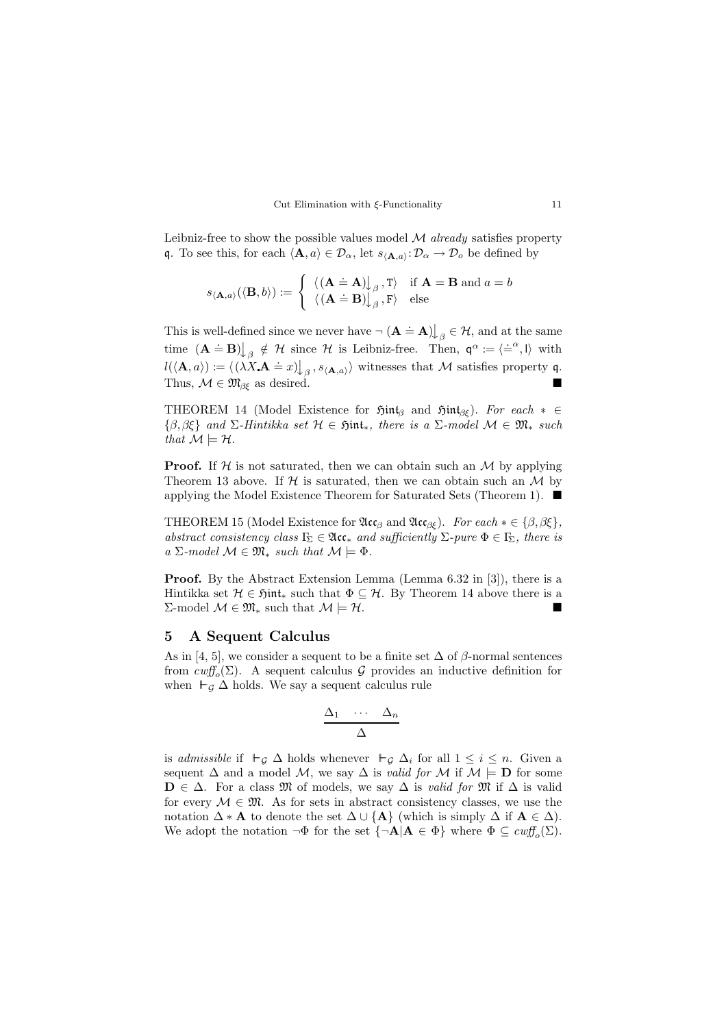Leibniz-free to show the possible values model $\mathcal{M}$ *already* satisfies property $\mathfrak{q}$. To see this, for each $\langle \mathbf{A}, a\rangle \in \mathcal{D}_\alpha$, let $s_{\langle \mathbf{A},a\rangle} : \mathcal{D}_\alpha \to \mathcal{D}_o$ be defined by

$$s_{\langle \mathbf{A},a\rangle}(\langle \mathbf{B}, b\rangle) := \begin{cases} \langle (\mathbf{A} \doteq \mathbf{A})\big\downarrow_\beta, \mathtt{T}\rangle & \text{if } \mathbf{A} = \mathbf{B} \text{ and } a = b \\ \langle (\mathbf{A} \doteq \mathbf{B})\big\downarrow_\beta, \mathtt{F}\rangle & \text{else} \end{cases}$$

This is well-defined since we never have $\neg\, (\mathbf{A} \doteq \mathbf{A})\big\downarrow_\beta \in \mathcal{H}$, and at the same time $(\mathbf{A} \doteq \mathbf{B})\big\downarrow_\beta \notin \mathcal{H}$ since $\mathcal{H}$ is Leibniz-free. Then, $\mathfrak{q}^\alpha := \langle \doteq^\alpha, \mathsf{l}\rangle$ with $l(\langle \mathbf{A}, a\rangle) := \langle (\lambda X_\centerdot \mathbf{A} \doteq x)\big\downarrow_\beta, s_{\langle \mathbf{A},a\rangle}\rangle$ witnesses that $\mathcal{M}$ satisfies property $\mathfrak{q}$. Thus, $\mathcal{M} \in \mathfrak{M}_{\beta\xi}$ as desired. ∎

THEOREM 14 (Model Existence for $\mathfrak{Hint}_\beta$ and $\mathfrak{Hint}_{\beta\xi}$). *For each* $* \in \{\beta, \beta\xi\}$ *and* $\Sigma$*-Hintikka set* $\mathcal{H} \in \mathfrak{Hint}_*$*, there is a* $\Sigma$*-model* $\mathcal{M} \in \mathfrak{M}_*$ *such that* $\mathcal{M} \models \mathcal{H}$.

**Proof.** If $\mathcal{H}$ is not saturated, then we can obtain such an $\mathcal{M}$ by applying Theorem 13 above. If $\mathcal{H}$ is saturated, then we can obtain such an $\mathcal{M}$ by applying the Model Existence Theorem for Saturated Sets (Theorem 1). ∎

THEOREM 15 (Model Existence for $\mathfrak{Acc}_\beta$ and $\mathfrak{Acc}_{\beta\xi}$). *For each* $* \in \{\beta, \beta\xi\}$, *abstract consistency class* $\Gamma_\Sigma \in \mathfrak{Acc}_*$ *and sufficiently* $\Sigma$*-pure* $\Phi \in \Gamma_\Sigma$*, there is a* $\Sigma$*-model* $\mathcal{M} \in \mathfrak{M}_*$ *such that* $\mathcal{M} \models \Phi$.

**Proof.** By the Abstract Extension Lemma (Lemma 6.32 in [3]), there is a Hintikka set $\mathcal{H} \in \mathfrak{Hint}_*$ such that $\Phi \subseteq \mathcal{H}$. By Theorem 14 above there is a $\Sigma$-model $\mathcal{M} \in \mathfrak{M}_*$ such that $\mathcal{M} \models \mathcal{H}$. ∎

## 5 A Sequent Calculus

As in [4, 5], we consider a sequent to be a finite set $\Delta$ of $\beta$-normal sentences from $cwff_o(\Sigma)$. A sequent calculus $\mathcal{G}$ provides an inductive definition for when $\Vdash_{\mathcal{G}} \Delta$ holds. We say a sequent calculus rule

$$\frac{\Delta_1 \quad \cdots \quad \Delta_n}{\Delta}$$

is *admissible* if $\Vdash_{\mathcal{G}} \Delta$ holds whenever $\Vdash_{\mathcal{G}} \Delta_i$ for all $1 \leq i \leq n$. Given a sequent $\Delta$ and a model $\mathcal{M}$, we say $\Delta$ is *valid for* $\mathcal{M}$ if $\mathcal{M} \models \mathbf{D}$ for some $\mathbf{D} \in \Delta$. For a class $\mathfrak{M}$ of models, we say $\Delta$ is *valid for* $\mathfrak{M}$ if $\Delta$ is valid for every $\mathcal{M} \in \mathfrak{M}$. As for sets in abstract consistency classes, we use the notation $\Delta * \mathbf{A}$ to denote the set $\Delta \cup \{\mathbf{A}\}$ (which is simply $\Delta$ if $\mathbf{A} \in \Delta$). We adopt the notation $\neg\Phi$ for the set $\{\neg\mathbf{A} | \mathbf{A} \in \Phi\}$ where $\Phi \subseteq cwff_o(\Sigma)$.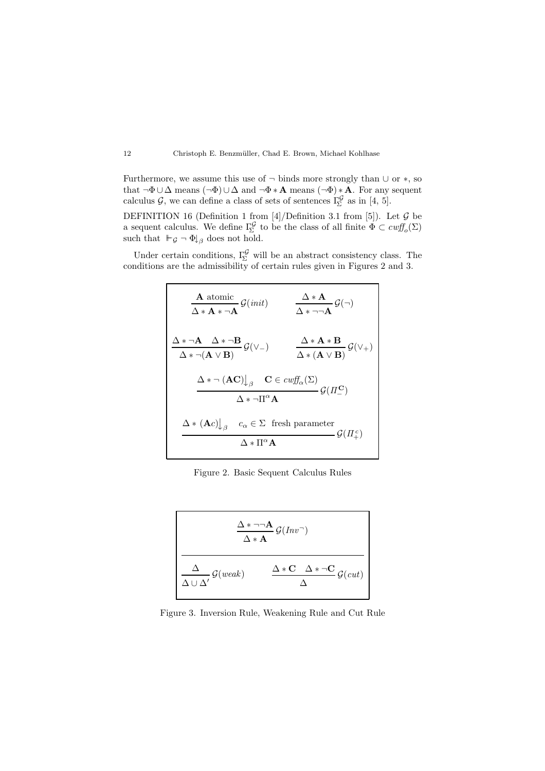Furthermore, we assume this use of $\neg$ binds more strongly than $\cup$ or $*$, so that $\neg\Phi \cup \Delta$ means $(\neg\Phi) \cup \Delta$ and $\neg\Phi * \mathbf{A}$ means $(\neg\Phi) * \mathbf{A}$. For any sequent calculus $\mathcal{G}$, we can define a class of sets of sentences $\Gamma_\Sigma^{\mathcal{G}}$ as in [4, 5].

DEFINITION 16 (Definition 1 from [4]/Definition 3.1 from [5]). Let $\mathcal{G}$ be a sequent calculus. We define $\Gamma_\Sigma^{\mathcal{G}}$ to be the class of all finite $\Phi \subset cwff_o(\Sigma)$ such that $\Vdash_{\mathcal{G}} \neg\, \Phi\!\downarrow_\beta$ does not hold.

Under certain conditions, $\Gamma_\Sigma^{\mathcal{G}}$ will be an abstract consistency class. The conditions are the admissibility of certain rules given in Figures 2 and 3.

$$\frac{\mathbf{A} \text{ atomic}}{\Delta * \mathbf{A} * \neg\mathbf{A}}\,\mathcal{G}(init) \qquad \frac{\Delta * \mathbf{A}}{\Delta * \neg\neg\mathbf{A}}\,\mathcal{G}(\neg)$$

$$\frac{\Delta * \neg\mathbf{A} \quad \Delta * \neg\mathbf{B}}{\Delta * \neg(\mathbf{A} \vee \mathbf{B})}\,\mathcal{G}(\vee_-) \qquad \frac{\Delta * \mathbf{A} * \mathbf{B}}{\Delta * (\mathbf{A} \vee \mathbf{B})}\,\mathcal{G}(\vee_+)$$

$$\frac{\Delta * \neg\, (\mathbf{A}\mathbf{C})\!\downarrow_\beta \quad \mathbf{C} \in cwff_\alpha(\Sigma)}{\Delta * \neg\Pi^\alpha\mathbf{A}}\,\mathcal{G}(\Pi_-^{\mathbf{C}})$$

$$\frac{\Delta * (\mathbf{A}c)\!\downarrow_\beta \quad c_\alpha \in \Sigma \text{ fresh parameter}}{\Delta * \Pi^\alpha\mathbf{A}}\,\mathcal{G}(\Pi_+^c)$$

Figure 2. Basic Sequent Calculus Rules

$$\frac{\Delta * \neg\neg\mathbf{A}}{\Delta * \mathbf{A}}\,\mathcal{G}(Inv^\neg)$$

$$\frac{\Delta}{\Delta \cup \Delta'}\,\mathcal{G}(weak) \qquad \frac{\Delta * \mathbf{C} \quad \Delta * \neg\mathbf{C}}{\Delta}\,\mathcal{G}(cut)$$

Figure 3. Inversion Rule, Weakening Rule and Cut Rule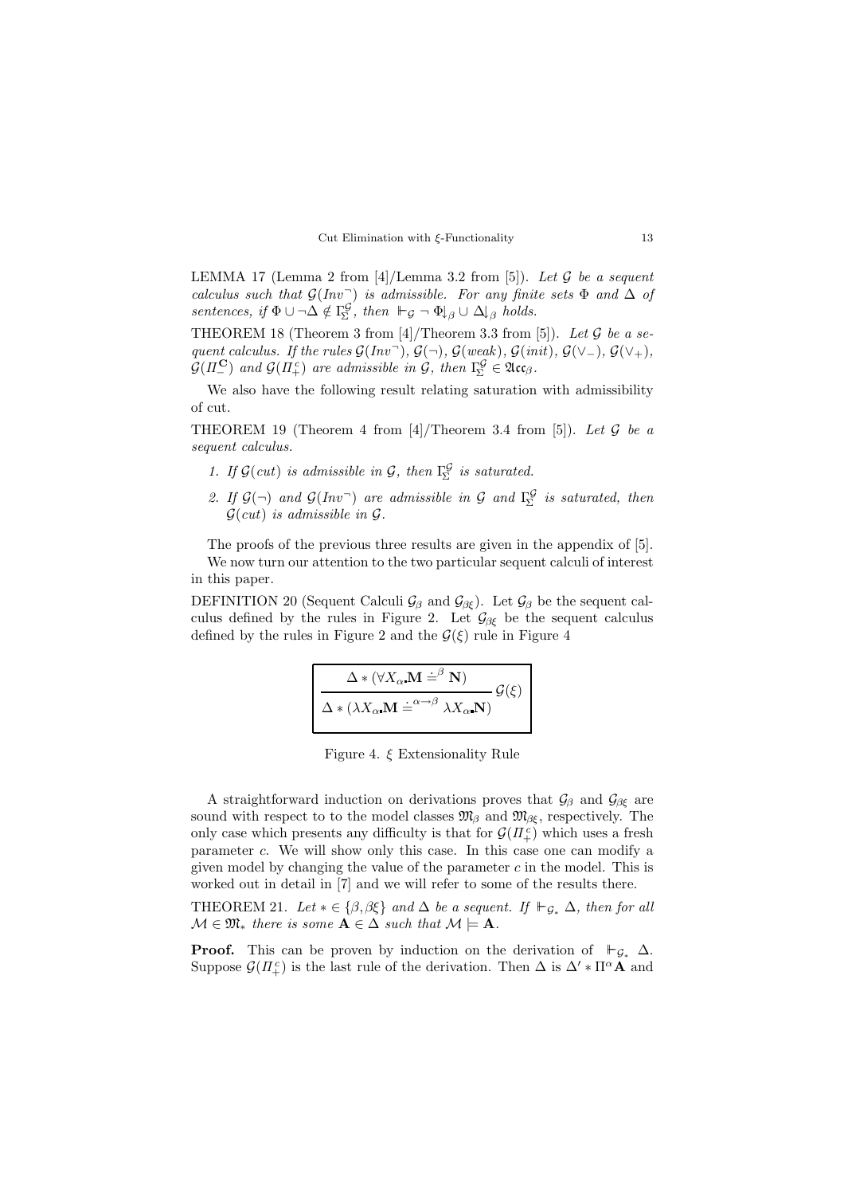LEMMA 17 (Lemma 2 from [4]/Lemma 3.2 from [5]). *Let $\mathcal{G}$ be a sequent calculus such that $\mathcal{G}(Inv^{\neg})$ is admissible. For any finite sets $\Phi$ and $\Delta$ of sentences, if $\Phi \cup \neg\Delta \notin \Gamma_{\Sigma}^{\mathcal{G}}$, then $\Vdash_{\mathcal{G}} \neg\ \Phi\!\downarrow_{\beta} \cup\ \Delta\!\downarrow_{\beta}$ holds.*

THEOREM 18 (Theorem 3 from [4]/Theorem 3.3 from [5]). *Let $\mathcal{G}$ be a sequent calculus. If the rules $\mathcal{G}(Inv^{\neg})$, $\mathcal{G}(\neg)$, $\mathcal{G}(weak)$, $\mathcal{G}(init)$, $\mathcal{G}(\vee_{-})$, $\mathcal{G}(\vee_{+})$, $\mathcal{G}(\Pi_{-}^{\mathbf{C}})$ and $\mathcal{G}(\Pi_{+}^{c})$ are admissible in $\mathcal{G}$, then $\Gamma_{\Sigma}^{\mathcal{G}} \in \mathfrak{Acc}_{\beta}$.*

We also have the following result relating saturation with admissibility of cut.

THEOREM 19 (Theorem 4 from [4]/Theorem 3.4 from [5]). *Let $\mathcal{G}$ be a sequent calculus.*

1. *If $\mathcal{G}(cut)$ is admissible in $\mathcal{G}$, then $\Gamma_{\Sigma}^{\mathcal{G}}$ is saturated.*
2. *If $\mathcal{G}(\neg)$ and $\mathcal{G}(Inv^{\neg})$ are admissible in $\mathcal{G}$ and $\Gamma_{\Sigma}^{\mathcal{G}}$ is saturated, then $\mathcal{G}(cut)$ is admissible in $\mathcal{G}$.*

The proofs of the previous three results are given in the appendix of [5].

We now turn our attention to the two particular sequent calculi of interest in this paper.

DEFINITION 20 (Sequent Calculi $\mathcal{G}_{\beta}$ and $\mathcal{G}_{\beta\xi}$). Let $\mathcal{G}_{\beta}$ be the sequent calculus defined by the rules in Figure 2. Let $\mathcal{G}_{\beta\xi}$ be the sequent calculus defined by the rules in Figure 2 and the $\mathcal{G}(\xi)$ rule in Figure 4

$$\frac{\Delta * (\forall X_{\alpha}\text{.}\mathbf{M} \doteq^{\beta} \mathbf{N})}{\Delta * (\lambda X_{\alpha}\text{.}\mathbf{M} \doteq^{\alpha\to\beta} \lambda X_{\alpha}\text{.}\mathbf{N})}\ \mathcal{G}(\xi)$$

Figure 4. $\xi$ Extensionality Rule

A straightforward induction on derivations proves that $\mathcal{G}_{\beta}$ and $\mathcal{G}_{\beta\xi}$ are sound with respect to to the model classes $\mathfrak{M}_{\beta}$ and $\mathfrak{M}_{\beta\xi}$, respectively. The only case which presents any difficulty is that for $\mathcal{G}(\Pi_{+}^{c})$ which uses a fresh parameter $c$. We will show only this case. In this case one can modify a given model by changing the value of the parameter $c$ in the model. This is worked out in detail in [7] and we will refer to some of the results there.

THEOREM 21. *Let $* \in \{\beta, \beta\xi\}$ and $\Delta$ be a sequent. If $\Vdash_{\mathcal{G}_*} \Delta$, then for all $\mathcal{M} \in \mathfrak{M}_*$ there is some $\mathbf{A} \in \Delta$ such that $\mathcal{M} \models \mathbf{A}$.*

**Proof.** This can be proven by induction on the derivation of $\Vdash_{\mathcal{G}_*} \Delta$. Suppose $\mathcal{G}(\Pi_{+}^{c})$ is the last rule of the derivation. Then $\Delta$ is $\Delta' * \Pi^{\alpha}\mathbf{A}$ and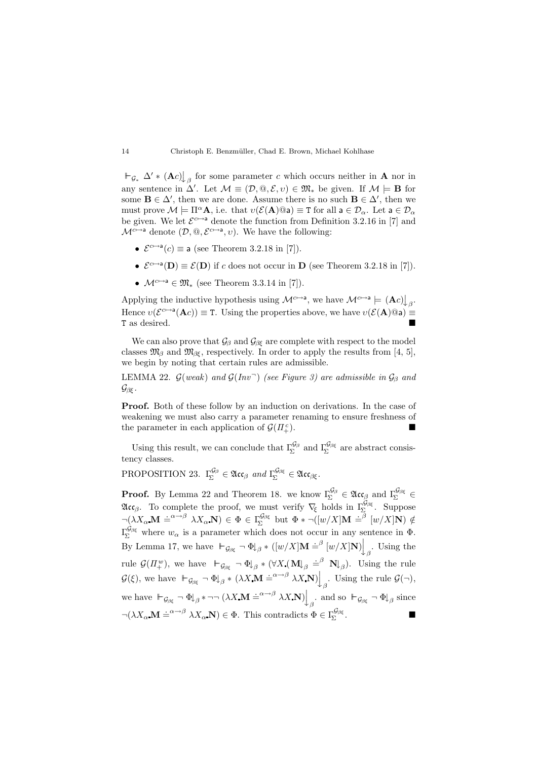$\Vdash_{\mathcal{G}_*} \Delta' * (\mathbf{A}c)\big\downarrow_\beta$ for some parameter $c$ which occurs neither in $\mathbf{A}$ nor in any sentence in $\Delta'$. Let $\mathcal{M} \equiv (\mathcal{D}, @, \mathcal{E}, \upsilon) \in \mathfrak{M}_*$ be given. If $\mathcal{M} \models \mathbf{B}$ for some $\mathbf{B} \in \Delta'$, then we are done. Assume there is no such $\mathbf{B} \in \Delta'$, then we must prove $\mathcal{M} \models \Pi^\alpha \mathbf{A}$, i.e. that $\upsilon(\mathcal{E}(\mathbf{A})@\mathsf{a}) \equiv \mathtt{T}$ for all $\mathsf{a} \in \mathcal{D}_\alpha$. Let $\mathsf{a} \in \mathcal{D}_\alpha$ be given. We let $\mathcal{E}^{c \mapsto \mathsf{a}}$ denote the function from Definition 3.2.16 in [7] and $\mathcal{M}^{c \mapsto \mathsf{a}}$ denote $(\mathcal{D}, @, \mathcal{E}^{c \mapsto \mathsf{a}}, \upsilon)$. We have the following:

- $\mathcal{E}^{c \mapsto \mathsf{a}}(c) \equiv \mathsf{a}$ (see Theorem 3.2.18 in [7]).
- $\mathcal{E}^{c \mapsto \mathsf{a}}(\mathbf{D}) \equiv \mathcal{E}(\mathbf{D})$ if $c$ does not occur in $\mathbf{D}$ (see Theorem 3.2.18 in [7]).
- $\mathcal{M}^{c \mapsto \mathsf{a}} \in \mathfrak{M}_*$ (see Theorem 3.3.14 in [7]).

Applying the inductive hypothesis using $\mathcal{M}^{c \mapsto \mathsf{a}}$, we have $\mathcal{M}^{c \mapsto \mathsf{a}} \models (\mathbf{A}c)\big\downarrow_\beta$. Hence $\upsilon(\mathcal{E}^{c \mapsto \mathsf{a}}(\mathbf{A}c)) \equiv \mathtt{T}$. Using the properties above, we have $\upsilon(\mathcal{E}(\mathbf{A})@\mathsf{a}) \equiv \mathtt{T}$ as desired. ■

We can also prove that $\mathcal{G}_\beta$ and $\mathcal{G}_{\beta\xi}$ are complete with respect to the model classes $\mathfrak{M}_\beta$ and $\mathfrak{M}_{\beta\xi}$, respectively. In order to apply the results from [4, 5], we begin by noting that certain rules are admissible.

LEMMA 22. *$\mathcal{G}(weak)$ and $\mathcal{G}(Inv^\neg)$ (see Figure 3) are admissible in $\mathcal{G}_\beta$ and $\mathcal{G}_{\beta\xi}$.*

**Proof.** Both of these follow by an induction on derivations. In the case of weakening we must also carry a parameter renaming to ensure freshness of the parameter in each application of $\mathcal{G}(\Pi_+^c)$. ■

Using this result, we can conclude that $\Gamma_\Sigma^{\mathcal{G}_\beta}$ and $\Gamma_\Sigma^{\mathcal{G}_{\beta\xi}}$ are abstract consistency classes.

PROPOSITION 23. *$\Gamma_\Sigma^{\mathcal{G}_\beta} \in \mathfrak{Acc}_\beta$ and $\Gamma_\Sigma^{\mathcal{G}_{\beta\xi}} \in \mathfrak{Acc}_{\beta\xi}$.*

**Proof.** By Lemma 22 and Theorem 18. we know $\Gamma_\Sigma^{\mathcal{G}_\beta} \in \mathfrak{Acc}_\beta$ and $\Gamma_\Sigma^{\mathcal{G}_{\beta\xi}} \in \mathfrak{Acc}_\beta$. To complete the proof, we must verify $\nabla_\xi$ holds in $\Gamma_\Sigma^{\mathcal{G}_{\beta\xi}}$. Suppose $\neg(\lambda X_\alpha \mathbf{.} \mathbf{M} \doteq^{\alpha\to\beta} \lambda X_\alpha \mathbf{.} \mathbf{N}) \in \Phi \in \Gamma_\Sigma^{\mathcal{G}_{\beta\xi}}$ but $\Phi * \neg([w/X]\mathbf{M} \doteq^\beta [w/X]\mathbf{N}) \notin \Gamma_\Sigma^{\mathcal{G}_{\beta\xi}}$ where $w_\alpha$ is a parameter which does not occur in any sentence in $\Phi$. By Lemma 17, we have $\Vdash_{\mathcal{G}_{\beta\xi}} \neg\,\Phi\!\downarrow_\beta * ([w/X]\mathbf{M} \doteq^\beta [w/X]\mathbf{N})\Big\downarrow_\beta$. Using the rule $\mathcal{G}(\Pi_+^w)$, we have $\Vdash_{\mathcal{G}_{\beta\xi}} \neg\,\Phi\!\downarrow_\beta * (\forall X \mathbf{.} (\mathbf{M}\!\downarrow_\beta \doteq^\beta \mathbf{N}\!\downarrow_\beta)$. Using the rule $\mathcal{G}(\xi)$, we have $\Vdash_{\mathcal{G}_{\beta\xi}} \neg\,\Phi\!\downarrow_\beta * (\lambda X \mathbf{.} \mathbf{M} \doteq^{\alpha\to\beta} \lambda X \mathbf{.} \mathbf{N})\Big\downarrow_\beta$. Using the rule $\mathcal{G}(\neg)$, we have $\Vdash_{\mathcal{G}_{\beta\xi}} \neg\,\Phi\!\downarrow_\beta * \neg\neg\,(\lambda X \mathbf{.} \mathbf{M} \doteq^{\alpha\to\beta} \lambda X \mathbf{.} \mathbf{N})\Big\downarrow_\beta$. and so $\Vdash_{\mathcal{G}_{\beta\xi}} \neg\,\Phi\!\downarrow_\beta$ since $\neg(\lambda X_\alpha \mathbf{.} \mathbf{M} \doteq^{\alpha\to\beta} \lambda X_\alpha \mathbf{.} \mathbf{N}) \in \Phi$. This contradicts $\Phi \in \Gamma_\Sigma^{\mathcal{G}_{\beta\xi}}$. ■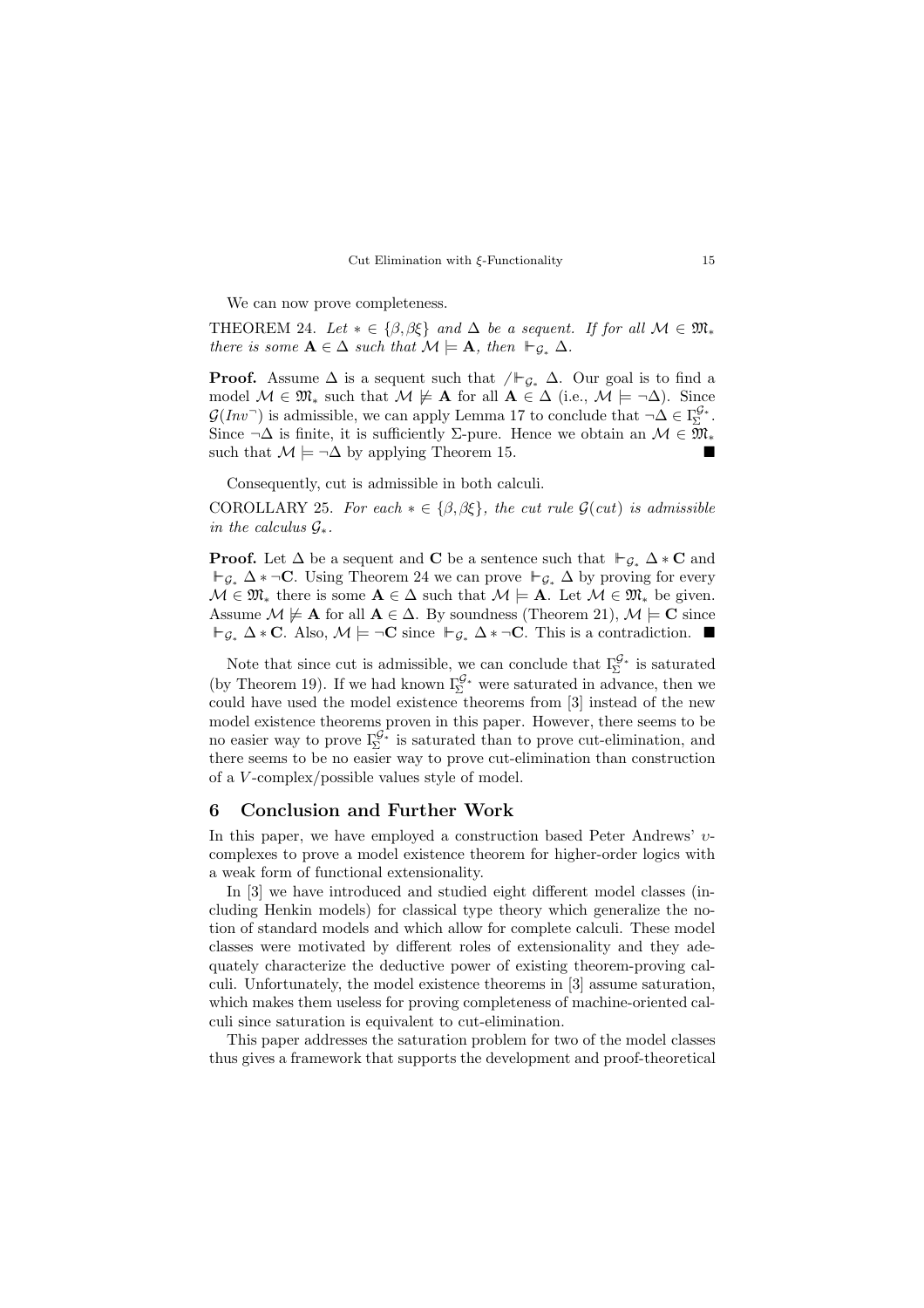We can now prove completeness.

THEOREM 24. *Let $* \in \{\beta, \beta\xi\}$ and $\Delta$ be a sequent. If for all $\mathcal{M} \in \mathfrak{M}_*$ there is some $\mathbf{A} \in \Delta$ such that $\mathcal{M} \models \mathbf{A}$, then $\Vdash_{\mathcal{G}_*} \Delta$.*

**Proof.** Assume $\Delta$ is a sequent such that $\not\Vdash_{\mathcal{G}_*} \Delta$. Our goal is to find a model $\mathcal{M} \in \mathfrak{M}_*$ such that $\mathcal{M} \not\models \mathbf{A}$ for all $\mathbf{A} \in \Delta$ (i.e., $\mathcal{M} \models \neg\Delta$). Since $\mathcal{G}(Inv^\neg)$ is admissible, we can apply Lemma 17 to conclude that $\neg\Delta \in \Gamma_\Sigma^{\mathcal{G}_*}$. Since $\neg\Delta$ is finite, it is sufficiently $\Sigma$-pure. Hence we obtain an $\mathcal{M} \in \mathfrak{M}_*$ such that $\mathcal{M} \models \neg\Delta$ by applying Theorem 15. ■

Consequently, cut is admissible in both calculi.

COROLLARY 25. *For each $* \in \{\beta, \beta\xi\}$, the cut rule $\mathcal{G}(cut)$ is admissible in the calculus $\mathcal{G}_*$.*

**Proof.** Let $\Delta$ be a sequent and $\mathbf{C}$ be a sentence such that $\Vdash_{\mathcal{G}_*} \Delta * \mathbf{C}$ and $\Vdash_{\mathcal{G}_*} \Delta * \neg\mathbf{C}$. Using Theorem 24 we can prove $\Vdash_{\mathcal{G}_*} \Delta$ by proving for every $\mathcal{M} \in \mathfrak{M}_*$ there is some $\mathbf{A} \in \Delta$ such that $\mathcal{M} \models \mathbf{A}$. Let $\mathcal{M} \in \mathfrak{M}_*$ be given. Assume $\mathcal{M} \not\models \mathbf{A}$ for all $\mathbf{A} \in \Delta$. By soundness (Theorem 21), $\mathcal{M} \models \mathbf{C}$ since $\Vdash_{\mathcal{G}_*} \Delta * \mathbf{C}$. Also, $\mathcal{M} \models \neg\mathbf{C}$ since $\Vdash_{\mathcal{G}_*} \Delta * \neg\mathbf{C}$. This is a contradiction. ■

Note that since cut is admissible, we can conclude that $\Gamma_\Sigma^{\mathcal{G}_*}$ is saturated (by Theorem 19). If we had known $\Gamma_\Sigma^{\mathcal{G}_*}$ were saturated in advance, then we could have used the model existence theorems from [3] instead of the new model existence theorems proven in this paper. However, there seems to be no easier way to prove $\Gamma_\Sigma^{\mathcal{G}_*}$ is saturated than to prove cut-elimination, and there seems to be no easier way to prove cut-elimination than construction of a $V$-complex/possible values style of model.

## 6 Conclusion and Further Work

In this paper, we have employed a construction based Peter Andrews' $\upsilon$-complexes to prove a model existence theorem for higher-order logics with a weak form of functional extensionality.

In [3] we have introduced and studied eight different model classes (including Henkin models) for classical type theory which generalize the notion of standard models and which allow for complete calculi. These model classes were motivated by different roles of extensionality and they adequately characterize the deductive power of existing theorem-proving calculi. Unfortunately, the model existence theorems in [3] assume saturation, which makes them useless for proving completeness of machine-oriented calculi since saturation is equivalent to cut-elimination.

This paper addresses the saturation problem for two of the model classes thus gives a framework that supports the development and proof-theoretical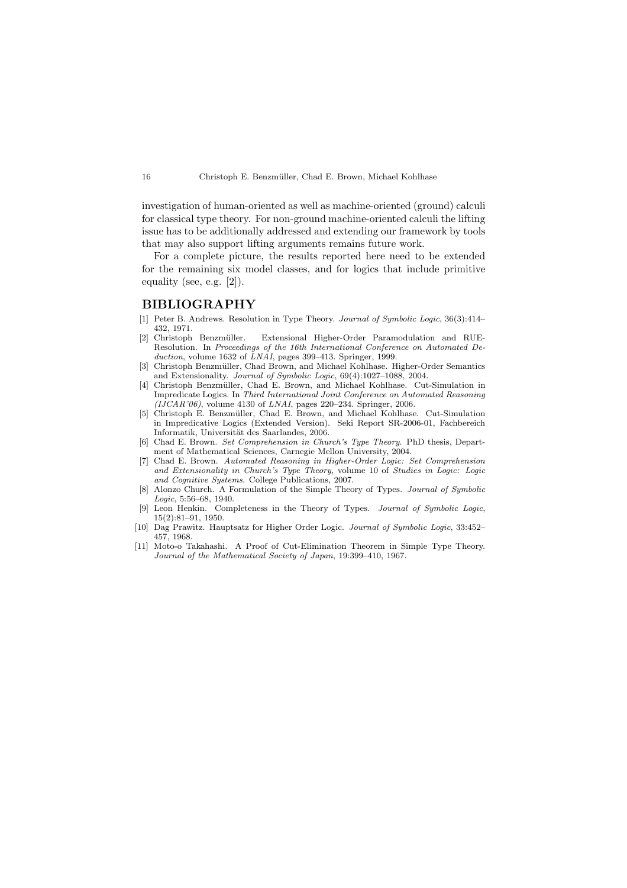investigation of human-oriented as well as machine-oriented (ground) calculi for classical type theory. For non-ground machine-oriented calculi the lifting issue has to be additionally addressed and extending our framework by tools that may also support lifting arguments remains future work.

For a complete picture, the results reported here need to be extended for the remaining six model classes, and for logics that include primitive equality (see, e.g. [2]).

## BIBLIOGRAPHY

[1] Peter B. Andrews. Resolution in Type Theory. *Journal of Symbolic Logic*, 36(3):414–432, 1971.

[2] Christoph Benzmüller. Extensional Higher-Order Paramodulation and RUE-Resolution. In *Proceedings of the 16th International Conference on Automated Deduction*, volume 1632 of *LNAI*, pages 399–413. Springer, 1999.

[3] Christoph Benzmüller, Chad Brown, and Michael Kohlhase. Higher-Order Semantics and Extensionality. *Journal of Symbolic Logic*, 69(4):1027–1088, 2004.

[4] Christoph Benzmüller, Chad E. Brown, and Michael Kohlhase. Cut-Simulation in Impredicate Logics. In *Third International Joint Conference on Automated Reasoning (IJCAR'06)*, volume 4130 of *LNAI*, pages 220–234. Springer, 2006.

[5] Christoph E. Benzmüller, Chad E. Brown, and Michael Kohlhase. Cut-Simulation in Impredicative Logics (Extended Version). Seki Report SR-2006-01, Fachbereich Informatik, Universität des Saarlandes, 2006.

[6] Chad E. Brown. *Set Comprehension in Church's Type Theory*. PhD thesis, Department of Mathematical Sciences, Carnegie Mellon University, 2004.

[7] Chad E. Brown. *Automated Reasoning in Higher-Order Logic: Set Comprehension and Extensionality in Church's Type Theory*, volume 10 of *Studies in Logic: Logic and Cognitive Systems*. College Publications, 2007.

[8] Alonzo Church. A Formulation of the Simple Theory of Types. *Journal of Symbolic Logic*, 5:56–68, 1940.

[9] Leon Henkin. Completeness in the Theory of Types. *Journal of Symbolic Logic*, 15(2):81–91, 1950.

[10] Dag Prawitz. Hauptsatz for Higher Order Logic. *Journal of Symbolic Logic*, 33:452–457, 1968.

[11] Moto-o Takahashi. A Proof of Cut-Elimination Theorem in Simple Type Theory. *Journal of the Mathematical Society of Japan*, 19:399–410, 1967.